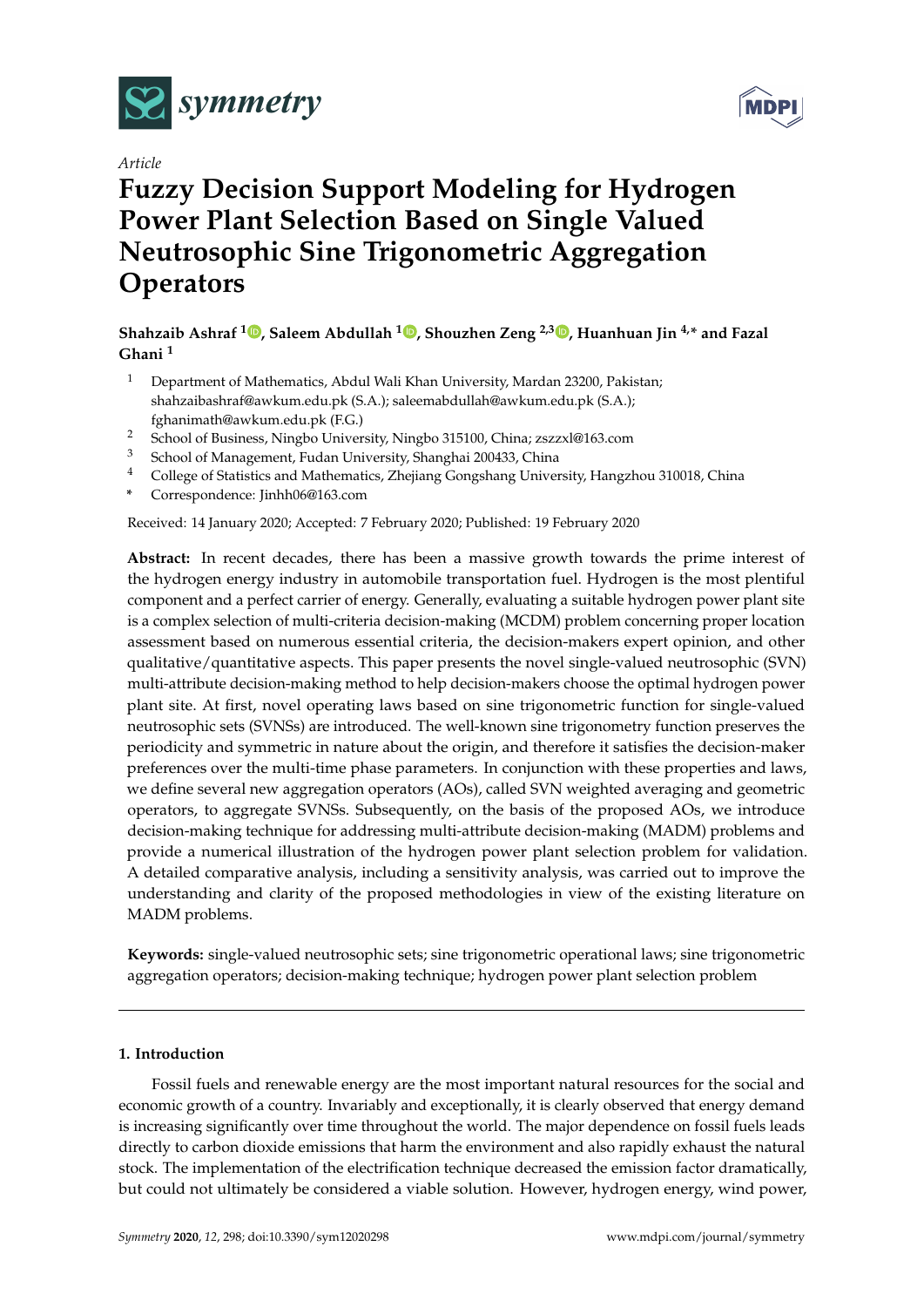*Article*

# Fuzzy Decision Support Modeling for Hydrogen Power Plant Selection Based on Single Valued Neutrosophic Sine Trigonometric Aggregation Operators

**Shahzaib Ashraf [1], Saleem Abdullah [1], Shouzhen Zeng [2,3], Huanhuan Jin [4,*] and Fazal Ghani [1]**

[1] Department of Mathematics, Abdul Wali Khan University, Mardan 23200, Pakistan; shahzaibashraf@awkum.edu.pk (S.A.); saleemabdullah@awkum.edu.pk (S.A.); fghanimath@awkum.edu.pk (F.G.)
[2] School of Business, Ningbo University, Ningbo 315100, China; zszzxl@163.com
[3] School of Management, Fudan University, Shanghai 200433, China
[4] College of Statistics and Mathematics, Zhejiang Gongshang University, Hangzhou 310018, China
[*] Correspondence: Jinhh06@163.com

Received: 14 January 2020; Accepted: 7 February 2020; Published: 19 February 2020

**Abstract:** In recent decades, there has been a massive growth towards the prime interest of the hydrogen energy industry in automobile transportation fuel. Hydrogen is the most plentiful component and a perfect carrier of energy. Generally, evaluating a suitable hydrogen power plant site is a complex selection of multi-criteria decision-making (MCDM) problem concerning proper location assessment based on numerous essential criteria, the decision-makers expert opinion, and other qualitative/quantitative aspects. This paper presents the novel single-valued neutrosophic (SVN) multi-attribute decision-making method to help decision-makers choose the optimal hydrogen power plant site. At first, novel operating laws based on sine trigonometric function for single-valued neutrosophic sets (SVNSs) are introduced. The well-known sine trigonometry function preserves the periodicity and symmetric in nature about the origin, and therefore it satisfies the decision-maker preferences over the multi-time phase parameters. In conjunction with these properties and laws, we define several new aggregation operators (AOs), called SVN weighted averaging and geometric operators, to aggregate SVNSs. Subsequently, on the basis of the proposed AOs, we introduce decision-making technique for addressing multi-attribute decision-making (MADM) problems and provide a numerical illustration of the hydrogen power plant selection problem for validation. A detailed comparative analysis, including a sensitivity analysis, was carried out to improve the understanding and clarity of the proposed methodologies in view of the existing literature on MADM problems.

**Keywords:** single-valued neutrosophic sets; sine trigonometric operational laws; sine trigonometric aggregation operators; decision-making technique; hydrogen power plant selection problem

## 1. Introduction

Fossil fuels and renewable energy are the most important natural resources for the social and economic growth of a country. Invariably and exceptionally, it is clearly observed that energy demand is increasing significantly over time throughout the world. The major dependence on fossil fuels leads directly to carbon dioxide emissions that harm the environment and also rapidly exhaust the natural stock. The implementation of the electrification technique decreased the emission factor dramatically, but could not ultimately be considered a viable solution. However, hydrogen energy, wind power,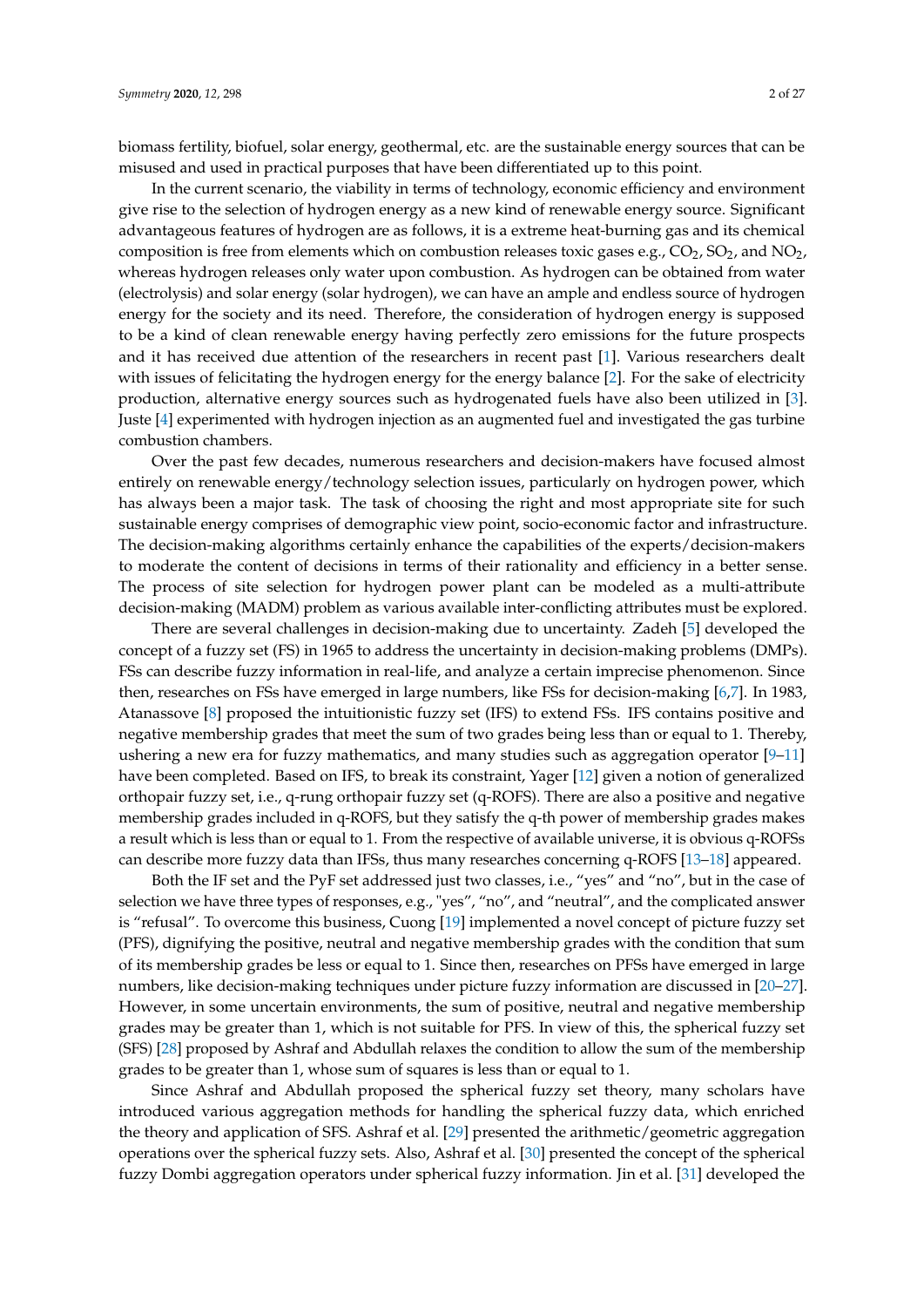biomass fertility, biofuel, solar energy, geothermal, etc. are the sustainable energy sources that can be misused and used in practical purposes that have been differentiated up to this point.

In the current scenario, the viability in terms of technology, economic efficiency and environment give rise to the selection of hydrogen energy as a new kind of renewable energy source. Significant advantageous features of hydrogen are as follows, it is a extreme heat-burning gas and its chemical composition is free from elements which on combustion releases toxic gases e.g., $CO_2$, $SO_2$, and $NO_2$, whereas hydrogen releases only water upon combustion. As hydrogen can be obtained from water (electrolysis) and solar energy (solar hydrogen), we can have an ample and endless source of hydrogen energy for the society and its need. Therefore, the consideration of hydrogen energy is supposed to be a kind of clean renewable energy having perfectly zero emissions for the future prospects and it has received due attention of the researchers in recent past [1]. Various researchers dealt with issues of felicitating the hydrogen energy for the energy balance [2]. For the sake of electricity production, alternative energy sources such as hydrogenated fuels have also been utilized in [3]. Juste [4] experimented with hydrogen injection as an augmented fuel and investigated the gas turbine combustion chambers.

Over the past few decades, numerous researchers and decision-makers have focused almost entirely on renewable energy/technology selection issues, particularly on hydrogen power, which has always been a major task. The task of choosing the right and most appropriate site for such sustainable energy comprises of demographic view point, socio-economic factor and infrastructure. The decision-making algorithms certainly enhance the capabilities of the experts/decision-makers to moderate the content of decisions in terms of their rationality and efficiency in a better sense. The process of site selection for hydrogen power plant can be modeled as a multi-attribute decision-making (MADM) problem as various available inter-conflicting attributes must be explored.

There are several challenges in decision-making due to uncertainty. Zadeh [5] developed the concept of a fuzzy set (FS) in 1965 to address the uncertainty in decision-making problems (DMPs). FSs can describe fuzzy information in real-life, and analyze a certain imprecise phenomenon. Since then, researches on FSs have emerged in large numbers, like FSs for decision-making [6,7]. In 1983, Atanassove [8] proposed the intuitionistic fuzzy set (IFS) to extend FSs. IFS contains positive and negative membership grades that meet the sum of two grades being less than or equal to 1. Thereby, ushering a new era for fuzzy mathematics, and many studies such as aggregation operator [9–11] have been completed. Based on IFS, to break its constraint, Yager [12] given a notion of generalized orthopair fuzzy set, i.e., q-rung orthopair fuzzy set (q-ROFS). There are also a positive and negative membership grades included in q-ROFS, but they satisfy the q-th power of membership grades makes a result which is less than or equal to 1. From the respective of available universe, it is obvious q-ROFSs can describe more fuzzy data than IFSs, thus many researches concerning q-ROFS [13–18] appeared.

Both the IF set and the PyF set addressed just two classes, i.e., "yes" and "no", but in the case of selection we have three types of responses, e.g., "yes", "no", and "neutral", and the complicated answer is "refusal". To overcome this business, Cuong [19] implemented a novel concept of picture fuzzy set (PFS), dignifying the positive, neutral and negative membership grades with the condition that sum of its membership grades be less or equal to 1. Since then, researches on PFSs have emerged in large numbers, like decision-making techniques under picture fuzzy information are discussed in [20–27]. However, in some uncertain environments, the sum of positive, neutral and negative membership grades may be greater than 1, which is not suitable for PFS. In view of this, the spherical fuzzy set (SFS) [28] proposed by Ashraf and Abdullah relaxes the condition to allow the sum of the membership grades to be greater than 1, whose sum of squares is less than or equal to 1.

Since Ashraf and Abdullah proposed the spherical fuzzy set theory, many scholars have introduced various aggregation methods for handling the spherical fuzzy data, which enriched the theory and application of SFS. Ashraf et al. [29] presented the arithmetic/geometric aggregation operations over the spherical fuzzy sets. Also, Ashraf et al. [30] presented the concept of the spherical fuzzy Dombi aggregation operators under spherical fuzzy information. Jin et al. [31] developed the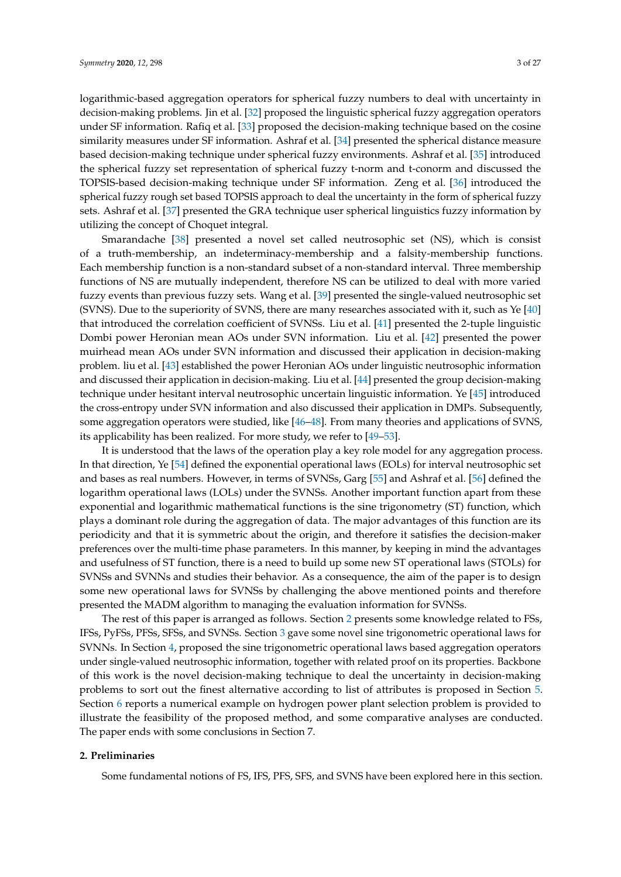logarithmic-based aggregation operators for spherical fuzzy numbers to deal with uncertainty in decision-making problems. Jin et al. [32] proposed the linguistic spherical fuzzy aggregation operators under SF information. Rafiq et al. [33] proposed the decision-making technique based on the cosine similarity measures under SF information. Ashraf et al. [34] presented the spherical distance measure based decision-making technique under spherical fuzzy environments. Ashraf et al. [35] introduced the spherical fuzzy set representation of spherical fuzzy t-norm and t-conorm and discussed the TOPSIS-based decision-making technique under SF information. Zeng et al. [36] introduced the spherical fuzzy rough set based TOPSIS approach to deal the uncertainty in the form of spherical fuzzy sets. Ashraf et al. [37] presented the GRA technique user spherical linguistics fuzzy information by utilizing the concept of Choquet integral.

Smarandache [38] presented a novel set called neutrosophic set (NS), which is consist of a truth-membership, an indeterminacy-membership and a falsity-membership functions. Each membership function is a non-standard subset of a non-standard interval. Three membership functions of NS are mutually independent, therefore NS can be utilized to deal with more varied fuzzy events than previous fuzzy sets. Wang et al. [39] presented the single-valued neutrosophic set (SVNS). Due to the superiority of SVNS, there are many researches associated with it, such as Ye [40] that introduced the correlation coefficient of SVNSs. Liu et al. [41] presented the 2-tuple linguistic Dombi power Heronian mean AOs under SVN information. Liu et al. [42] presented the power muirhead mean AOs under SVN information and discussed their application in decision-making problem. liu et al. [43] established the power Heronian AOs under linguistic neutrosophic information and discussed their application in decision-making. Liu et al. [44] presented the group decision-making technique under hesitant interval neutrosophic uncertain linguistic information. Ye [45] introduced the cross-entropy under SVN information and also discussed their application in DMPs. Subsequently, some aggregation operators were studied, like [46–48]. From many theories and applications of SVNS, its applicability has been realized. For more study, we refer to [49–53].

It is understood that the laws of the operation play a key role model for any aggregation process. In that direction, Ye [54] defined the exponential operational laws (EOLs) for interval neutrosophic set and bases as real numbers. However, in terms of SVNSs, Garg [55] and Ashraf et al. [56] defined the logarithm operational laws (LOLs) under the SVNSs. Another important function apart from these exponential and logarithmic mathematical functions is the sine trigonometry (ST) function, which plays a dominant role during the aggregation of data. The major advantages of this function are its periodicity and that it is symmetric about the origin, and therefore it satisfies the decision-maker preferences over the multi-time phase parameters. In this manner, by keeping in mind the advantages and usefulness of ST function, there is a need to build up some new ST operational laws (STOLs) for SVNSs and SVNNs and studies their behavior. As a consequence, the aim of the paper is to design some new operational laws for SVNSs by challenging the above mentioned points and therefore presented the MADM algorithm to managing the evaluation information for SVNSs.

The rest of this paper is arranged as follows. Section 2 presents some knowledge related to FSs, IFSs, PyFSs, PFSs, SFSs, and SVNSs. Section 3 gave some novel sine trigonometric operational laws for SVNNs. In Section 4, proposed the sine trigonometric operational laws based aggregation operators under single-valued neutrosophic information, together with related proof on its properties. Backbone of this work is the novel decision-making technique to deal the uncertainty in decision-making problems to sort out the finest alternative according to list of attributes is proposed in Section 5. Section 6 reports a numerical example on hydrogen power plant selection problem is provided to illustrate the feasibility of the proposed method, and some comparative analyses are conducted. The paper ends with some conclusions in Section 7.

## 2. Preliminaries

Some fundamental notions of FS, IFS, PFS, SFS, and SVNS have been explored here in this section.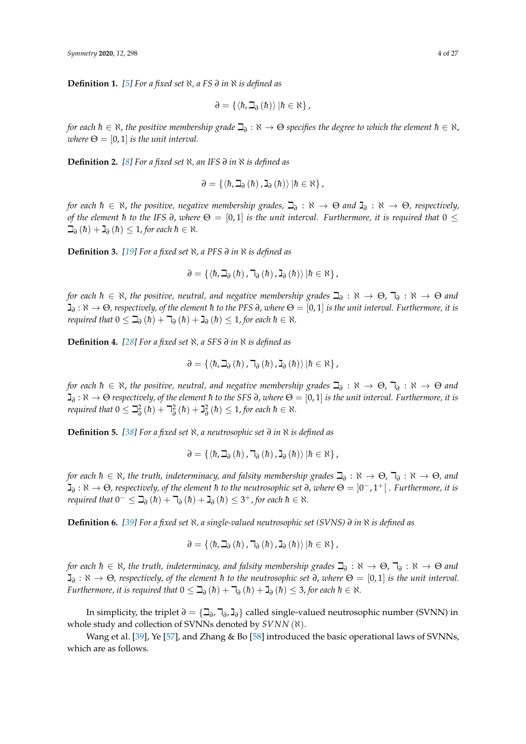**Definition 1.** [5] *For a fixed set* $\aleph$*, a FS* $\partial$ *in* $\aleph$ *is defined as*

$$\partial = \{\langle \hbar, \beth_\partial(\hbar)\rangle \,|\, \hbar \in \aleph\},$$

*for each* $\hbar \in \aleph$*, the positive membership grade* $\beth_\partial : \aleph \to \Theta$ *specifies the degree to which the element* $\hbar \in \aleph$*, where* $\Theta = [0,1]$ *is the unit interval.*

**Definition 2.** [8] *For a fixed set* $\aleph$*, an IFS* $\partial$ *in* $\aleph$ *is defined as*

$$\partial = \{\langle \hbar, \beth_\partial(\hbar), \daleth_\partial(\hbar)\rangle \,|\, \hbar \in \aleph\},$$

*for each* $\hbar \in \aleph$*, the positive, negative membership grades,* $\beth_\partial : \aleph \to \Theta$ *and* $\daleth_\partial : \aleph \to \Theta$*, respectively, of the element* $\hbar$ *to the IFS* $\partial$*, where* $\Theta = [0,1]$ *is the unit interval. Furthermore, it is required that* $0 \le \beth_\partial(\hbar) + \daleth_\partial(\hbar) \le 1$*, for each* $\hbar \in \aleph$*.*

**Definition 3.** [19] *For a fixed set* $\aleph$*, a PFS* $\partial$ *in* $\aleph$ *is defined as*

$$\partial = \{\langle \hbar, \beth_\partial(\hbar), \urcorner_\partial(\hbar), \daleth_\partial(\hbar)\rangle \,|\, \hbar \in \aleph\},$$

*for each* $\hbar \in \aleph$*, the positive, neutral, and negative membership grades* $\beth_\partial : \aleph \to \Theta$*,* $\urcorner_\partial : \aleph \to \Theta$ *and* $\daleth_\partial : \aleph \to \Theta$*, respectively, of the element* $\hbar$ *to the PFS* $\partial$*, where* $\Theta = [0,1]$ *is the unit interval. Furthermore, it is required that* $0 \le \beth_\partial(\hbar) + \urcorner_\partial(\hbar) + \daleth_\partial(\hbar) \le 1$*, for each* $\hbar \in \aleph$*.*

**Definition 4.** [28] *For a fixed set* $\aleph$*, a SFS* $\partial$ *in* $\aleph$ *is defined as*

$$\partial = \{\langle \hbar, \beth_\partial(\hbar), \urcorner_\partial(\hbar), \daleth_\partial(\hbar)\rangle \,|\, \hbar \in \aleph\},$$

*for each* $\hbar \in \aleph$*, the positive, neutral, and negative membership grades* $\beth_\partial : \aleph \to \Theta$*,* $\urcorner_\partial : \aleph \to \Theta$ *and* $\daleth_\partial : \aleph \to \Theta$ *respectively, of the element* $\hbar$ *to the SFS* $\partial$*, where* $\Theta = [0,1]$ *is the unit interval. Furthermore, it is required that* $0 \le \beth_\partial^2(\hbar) + \urcorner_\partial^2(\hbar) + \daleth_\partial^2(\hbar) \le 1$*, for each* $\hbar \in \aleph$*.*

**Definition 5.** [38] *For a fixed set* $\aleph$*, a neutrosophic set* $\partial$ *in* $\aleph$ *is defined as*

$$\partial = \{\langle \hbar, \beth_\partial(\hbar), \urcorner_\partial(\hbar), \daleth_\partial(\hbar)\rangle \,|\, \hbar \in \aleph\},$$

*for each* $\hbar \in \aleph$*, the truth, indeterminacy, and falsity membership grades* $\beth_\partial : \aleph \to \Theta$*,* $\urcorner_\partial : \aleph \to \Theta$*, and* $\daleth_\partial : \aleph \to \Theta$*, respectively, of the element* $\hbar$ *to the neutrosophic set* $\partial$*, where* $\Theta = ]0^-, 1^+[$ *. Furthermore, it is required that* $0^- \le \beth_\partial(\hbar) + \urcorner_\partial(\hbar) + \daleth_\partial(\hbar) \le 3^+$*, for each* $\hbar \in \aleph$*.*

**Definition 6.** [39] *For a fixed set* $\aleph$*, a single-valued neutrosophic set (SVNS)* $\partial$ *in* $\aleph$ *is defined as*

$$\partial = \{\langle \hbar, \beth_\partial(\hbar), \urcorner_\partial(\hbar), \daleth_\partial(\hbar)\rangle \,|\, \hbar \in \aleph\},$$

*for each* $\hbar \in \aleph$*, the truth, indeterminacy, and falsity membership grades* $\beth_\partial : \aleph \to \Theta$*,* $\urcorner_\partial : \aleph \to \Theta$ *and* $\daleth_\partial : \aleph \to \Theta$*, respectively, of the element* $\hbar$ *to the neutrosophic set* $\partial$*, where* $\Theta = [0,1]$ *is the unit interval. Furthermore, it is required that* $0 \le \beth_\partial(\hbar) + \urcorner_\partial(\hbar) + \daleth_\partial(\hbar) \le 3$*, for each* $\hbar \in \aleph$*.*

In simplicity, the triplet $\partial = \{\beth_\partial, \urcorner_\partial, \daleth_\partial\}$ called single-valued neutrosophic number (SVNN) in whole study and collection of SVNNs denoted by $SVNN(\aleph)$.

Wang et al. [39], Ye [57], and Zhang & Bo [58] introduced the basic operational laws of SVNNs, which are as follows.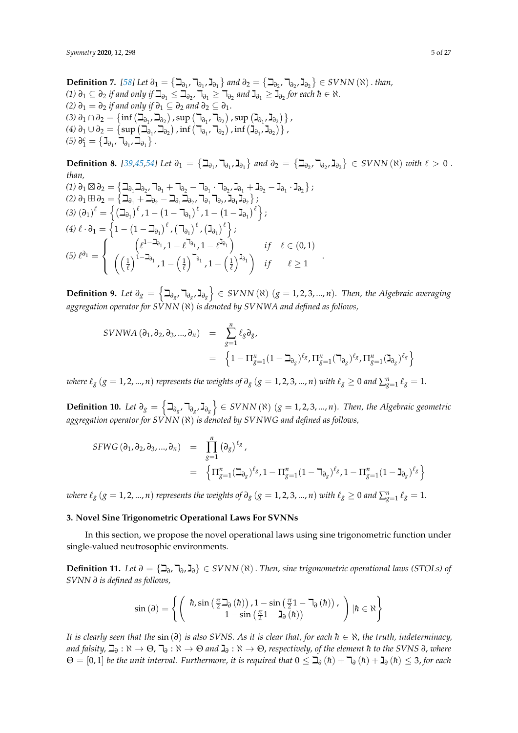**Definition 7.** *[58] Let $\partial_1 = \{\beth_{\partial_1}, \daleth_{\partial_1}, \gimel_{\partial_1}\}$ and $\partial_2 = \{\beth_{\partial_2}, \daleth_{\partial_2}, \gimel_{\partial_2}\} \in SVNN(\aleph)$. than,*
*(1) $\partial_1 \subseteq \partial_2$ if and only if $\beth_{\partial_1} \leq \beth_{\partial_2}$, $\daleth_{\partial_1} \geq \daleth_{\partial_2}$ and $\gimel_{\partial_1} \geq \gimel_{\partial_2}$ for each $\hbar \in \aleph$.*
*(2) $\partial_1 = \partial_2$ if and only if $\partial_1 \subseteq \partial_2$ and $\partial_2 \subseteq \partial_1$.*
*(3) $\partial_1 \cap \partial_2 = \{\inf(\beth_{\partial_1}, \beth_{\partial_2}), \sup(\daleth_{\partial_1}, \daleth_{\partial_2}), \sup(\gimel_{\partial_1}, \gimel_{\partial_2})\}$,*
*(4) $\partial_1 \cup \partial_2 = \{\sup(\beth_{\partial_1}, \beth_{\partial_2}), \inf(\daleth_{\partial_1}, \daleth_{\partial_2}), \inf(\gimel_{\partial_1}, \gimel_{\partial_2})\}$,*
*(5) $\partial_1^c = \{\gimel_{\partial_1}, \daleth_{\partial_1}, \beth_{\partial_1}\}$.*

**Definition 8.** *[39,45,54] Let $\partial_1 = \{\beth_{\partial_1}, \daleth_{\partial_1}, \gimel_{\partial_1}\}$ and $\partial_2 = \{\beth_{\partial_2}, \daleth_{\partial_2}, \gimel_{\partial_2}\} \in SVNN(\aleph)$ with $\ell > 0$. than,*
*(1) $\partial_1 \boxtimes \partial_2 = \{\beth_{\partial_1}\beth_{\partial_2}, \daleth_{\partial_1} + \daleth_{\partial_2} - \daleth_{\partial_1} \cdot \daleth_{\partial_2}, \gimel_{\partial_1} + \gimel_{\partial_2} - \gimel_{\partial_1} \cdot \gimel_{\partial_2}\}$;*
*(2) $\partial_1 \boxplus \partial_2 = \{\beth_{\partial_1} + \beth_{\partial_2} - \beth_{\partial_1}\beth_{\partial_2}, \daleth_{\partial_1}\daleth_{\partial_2}, \gimel_{\partial_1}\gimel_{\partial_2}\}$;*
*(3) $(\partial_1)^\ell = \left\{(\beth_{\partial_1})^\ell, 1 - (1 - \daleth_{\partial_1})^\ell, 1 - (1 - \gimel_{\partial_1})^\ell\right\}$;*
*(4) $\ell \cdot \partial_1 = \left\{1 - (1 - \beth_{\partial_1})^\ell, (\daleth_{\partial_1})^\ell, (\gimel_{\partial_1})^\ell\right\}$;*

$$
(5)\ \ell^{\partial_1} = \begin{cases} \left(\ell^{1-\beth_{\partial_1}}, 1 - \ell^{\daleth_{\partial_1}}, 1 - \ell^{\gimel_{\partial_1}}\right) & if \quad \ell \in (0,1) \\ \left(\left(\frac{1}{\ell}\right)^{1-\beth_{\partial_1}}, 1 - \left(\frac{1}{\ell}\right)^{\daleth_{\partial_1}}, 1 - \left(\frac{1}{\ell}\right)^{\gimel_{\partial_1}}\right) & if \quad \ell \geq 1 \end{cases}.
$$

**Definition 9.** *Let $\partial_g = \left\{\beth_{\partial_g}, \daleth_{\partial_g}, \gimel_{\partial_g}\right\} \in SVNN(\aleph)$ $(g = 1, 2, 3, ..., n)$. Then, the Algebraic averaging aggregation operator for $SVNN(\aleph)$ is denoted by SVNWA and defined as follows,*

$$
\begin{aligned}
SVNWA(\partial_1, \partial_2, \partial_3, ..., \partial_n) &= \sum_{g=1}^{n} \ell_g \partial_g, \\
&= \left\{1 - \Pi_{g=1}^{n}(1 - \beth_{\partial_g})^{\ell_g}, \Pi_{g=1}^{n}(\daleth_{\partial_g})^{\ell_g}, \Pi_{g=1}^{n}(\gimel_{\partial_g})^{\ell_g}\right\}
\end{aligned}
$$

*where $\ell_g$ $(g = 1, 2, ..., n)$ represents the weights of $\partial_g$ $(g = 1, 2, 3, ..., n)$ with $\ell_g \geq 0$ and $\sum_{g=1}^{n} \ell_g = 1$.*

**Definition 10.** *Let $\partial_g = \left\{\beth_{\partial_g}, \daleth_{\partial_g}, \gimel_{\partial_g}\right\} \in SVNN(\aleph)$ $(g = 1, 2, 3, ..., n)$. Then, the Algebraic geometric aggregation operator for $SVNN(\aleph)$ is denoted by SVNWG and defined as follows,*

$$
\begin{aligned}
SFWG(\partial_1, \partial_2, \partial_3, ..., \partial_n) &= \prod_{g=1}^{n} (\partial_g)^{\ell_g}, \\
&= \left\{\Pi_{g=1}^{n}(\beth_{\partial_g})^{\ell_g}, 1 - \Pi_{g=1}^{n}(1 - \daleth_{\partial_g})^{\ell_g}, 1 - \Pi_{g=1}^{n}(1 - \gimel_{\partial_g})^{\ell_g}\right\}
\end{aligned}
$$

*where $\ell_g$ $(g = 1, 2, ..., n)$ represents the weights of $\partial_g$ $(g = 1, 2, 3, ..., n)$ with $\ell_g \geq 0$ and $\sum_{g=1}^{n} \ell_g = 1$.*

## 3. Novel Sine Trigonometric Operational Laws For SVNNs

In this section, we propose the novel operational laws using sine trigonometric function under single-valued neutrosophic environments.

**Definition 11.** *Let $\partial = \{\beth_\partial, \daleth_\partial, \gimel_\partial\} \in SVNN(\aleph)$. Then, sine trigonometric operational laws (STOLs) of SVNN $\partial$ is defined as follows,*

$$
\sin(\partial) = \left\{ \left( \begin{array}{c} \hbar, \sin\left(\frac{\pi}{2}\beth_\partial(\hbar)\right), 1 - \sin\left(\frac{\pi}{2}1 - \daleth_\partial(\hbar)\right), \\ 1 - \sin\left(\frac{\pi}{2}1 - \gimel_\partial(\hbar)\right) \end{array} \right) | \hbar \in \aleph \right\}
$$

*It is clearly seen that the $\sin(\partial)$ is also SVNS. As it is clear that, for each $\hbar \in \aleph$, the truth, indeterminacy, and falsity, $\beth_\partial : \aleph \to \Theta$, $\daleth_\partial : \aleph \to \Theta$ and $\gimel_\partial : \aleph \to \Theta$, respectively, of the element $\hbar$ to the SVNS $\partial$, where $\Theta = [0,1]$ be the unit interval. Furthermore, it is required that $0 \leq \beth_\partial(\hbar) + \daleth_\partial(\hbar) + \gimel_\partial(\hbar) \leq 3$, for each*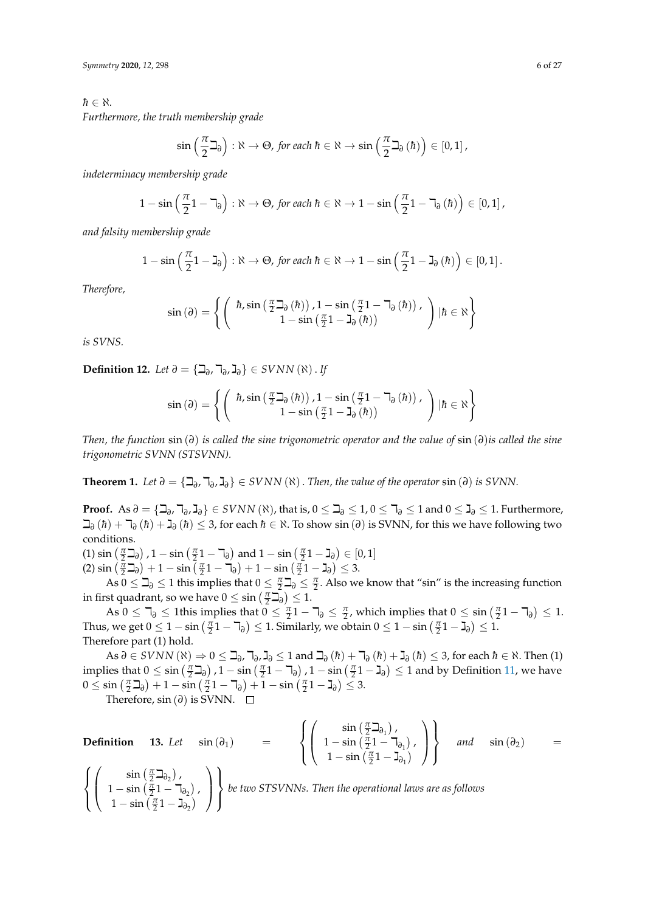$\hbar \in \aleph$.

*Furthermore, the truth membership grade*

$$\sin\left(\frac{\pi}{2}\daleth_{\partial}\right) : \aleph \to \Theta, \text{ for each } \hbar \in \aleph \to \sin\left(\frac{\pi}{2}\daleth_{\partial}(\hbar)\right) \in [0,1],$$

*indeterminacy membership grade*

$$1 - \sin\left(\frac{\pi}{2}1 - \urcorner_{\partial}\right) : \aleph \to \Theta, \text{ for each } \hbar \in \aleph \to 1 - \sin\left(\frac{\pi}{2}1 - \urcorner_{\partial}(\hbar)\right) \in [0,1],$$

*and falsity membership grade*

$$1 - \sin\left(\frac{\pi}{2}1 - \beth_{\partial}\right) : \aleph \to \Theta, \text{ for each } \hbar \in \aleph \to 1 - \sin\left(\frac{\pi}{2}1 - \beth_{\partial}(\hbar)\right) \in [0,1].$$

*Therefore,*

$$\sin(\partial) = \left\{ \left( \begin{array}{c} \hbar, \sin\left(\frac{\pi}{2}\daleth_{\partial}(\hbar)\right), 1 - \sin\left(\frac{\pi}{2}1 - \urcorner_{\partial}(\hbar)\right), \\ 1 - \sin\left(\frac{\pi}{2}1 - \beth_{\partial}(\hbar)\right) \end{array} \right) | \hbar \in \aleph \right\}$$

*is SVNS.*

**Definition 12.** *Let* $\partial = \{\daleth_{\partial}, \urcorner_{\partial}, \beth_{\partial}\} \in SVNN(\aleph)$. *If*

$$\sin(\partial) = \left\{ \left( \begin{array}{c} \hbar, \sin\left(\frac{\pi}{2}\daleth_{\partial}(\hbar)\right), 1 - \sin\left(\frac{\pi}{2}1 - \urcorner_{\partial}(\hbar)\right), \\ 1 - \sin\left(\frac{\pi}{2}1 - \beth_{\partial}(\hbar)\right) \end{array} \right) | \hbar \in \aleph \right\}$$

*Then, the function* $\sin(\partial)$ *is called the sine trigonometric operator and the value of* $\sin(\partial)$*is called the sine trigonometric SVNN (STSVNN).*

**Theorem 1.** *Let* $\partial = \{\daleth_{\partial}, \urcorner_{\partial}, \beth_{\partial}\} \in SVNN(\aleph)$. *Then, the value of the operator* $\sin(\partial)$ *is SVNN.*

**Proof.** As $\partial = \{\daleth_{\partial}, \urcorner_{\partial}, \beth_{\partial}\} \in SVNN(\aleph)$, that is, $0 \leq \daleth_{\partial} \leq 1, 0 \leq \urcorner_{\partial} \leq 1$ and $0 \leq \beth_{\partial} \leq 1$. Furthermore, $\daleth_{\partial}(\hbar) + \urcorner_{\partial}(\hbar) + \beth_{\partial}(\hbar) \leq 3$, for each $\hbar \in \aleph$. To show $\sin(\partial)$ is SVNN, for this we have following two conditions.

(1) $\sin\left(\frac{\pi}{2}\daleth_{\partial}\right), 1 - \sin\left(\frac{\pi}{2}1 - \urcorner_{\partial}\right)$ and $1 - \sin\left(\frac{\pi}{2}1 - \beth_{\partial}\right) \in [0,1]$

(2) $\sin\left(\frac{\pi}{2}\daleth_{\partial}\right) + 1 - \sin\left(\frac{\pi}{2}1 - \urcorner_{\partial}\right) + 1 - \sin\left(\frac{\pi}{2}1 - \beth_{\partial}\right) \leq 3$.

As $0 \leq \daleth_{\partial} \leq 1$ this implies that $0 \leq \frac{\pi}{2}\daleth_{\partial} \leq \frac{\pi}{2}$. Also we know that "sin" is the increasing function in first quadrant, so we have $0 \leq \sin\left(\frac{\pi}{2}\daleth_{\partial}\right) \leq 1$.

As $0 \leq \urcorner_{\partial} \leq 1$this implies that $0 \leq \frac{\pi}{2}1 - \urcorner_{\partial} \leq \frac{\pi}{2}$, which implies that $0 \leq \sin\left(\frac{\pi}{2}1 - \urcorner_{\partial}\right) \leq 1$. Thus, we get $0 \leq 1 - \sin\left(\frac{\pi}{2}1 - \urcorner_{\partial}\right) \leq 1$. Similarly, we obtain $0 \leq 1 - \sin\left(\frac{\pi}{2}1 - \beth_{\partial}\right) \leq 1$.
Therefore part (1) hold.

As $\partial \in SVNN(\aleph) \Rightarrow 0 \leq \daleth_{\partial}, \urcorner_{\partial}, \beth_{\partial} \leq 1$ and $\daleth_{\partial}(\hbar) + \urcorner_{\partial}(\hbar) + \beth_{\partial}(\hbar) \leq 3$, for each $\hbar \in \aleph$. Then (1) implies that $0 \leq \sin\left(\frac{\pi}{2}\daleth_{\partial}\right), 1 - \sin\left(\frac{\pi}{2}1 - \urcorner_{\partial}\right), 1 - \sin\left(\frac{\pi}{2}1 - \beth_{\partial}\right) \leq 1$ and by Definition 11, we have $0 \leq \sin\left(\frac{\pi}{2}\daleth_{\partial}\right) + 1 - \sin\left(\frac{\pi}{2}1 - \urcorner_{\partial}\right) + 1 - \sin\left(\frac{\pi}{2}1 - \beth_{\partial}\right) \leq 3$.

Therefore, $\sin(\partial)$ is SVNN. □

**Definition 13.** *Let* $\sin(\partial_1) = \left\{ \left( \begin{array}{c} \sin\left(\frac{\pi}{2}\daleth_{\partial_1}\right), \\ 1 - \sin\left(\frac{\pi}{2}1 - \urcorner_{\partial_1}\right), \\ 1 - \sin\left(\frac{\pi}{2}1 - \beth_{\partial_1}\right) \end{array} \right) \right\}$ *and* $\sin(\partial_2) = \left\{ \left( \begin{array}{c} \sin\left(\frac{\pi}{2}\daleth_{\partial_2}\right), \\ 1 - \sin\left(\frac{\pi}{2}1 - \urcorner_{\partial_2}\right), \\ 1 - \sin\left(\frac{\pi}{2}1 - \beth_{\partial_2}\right) \end{array} \right) \right\}$ *be two STSVNNs. Then the operational laws are as follows*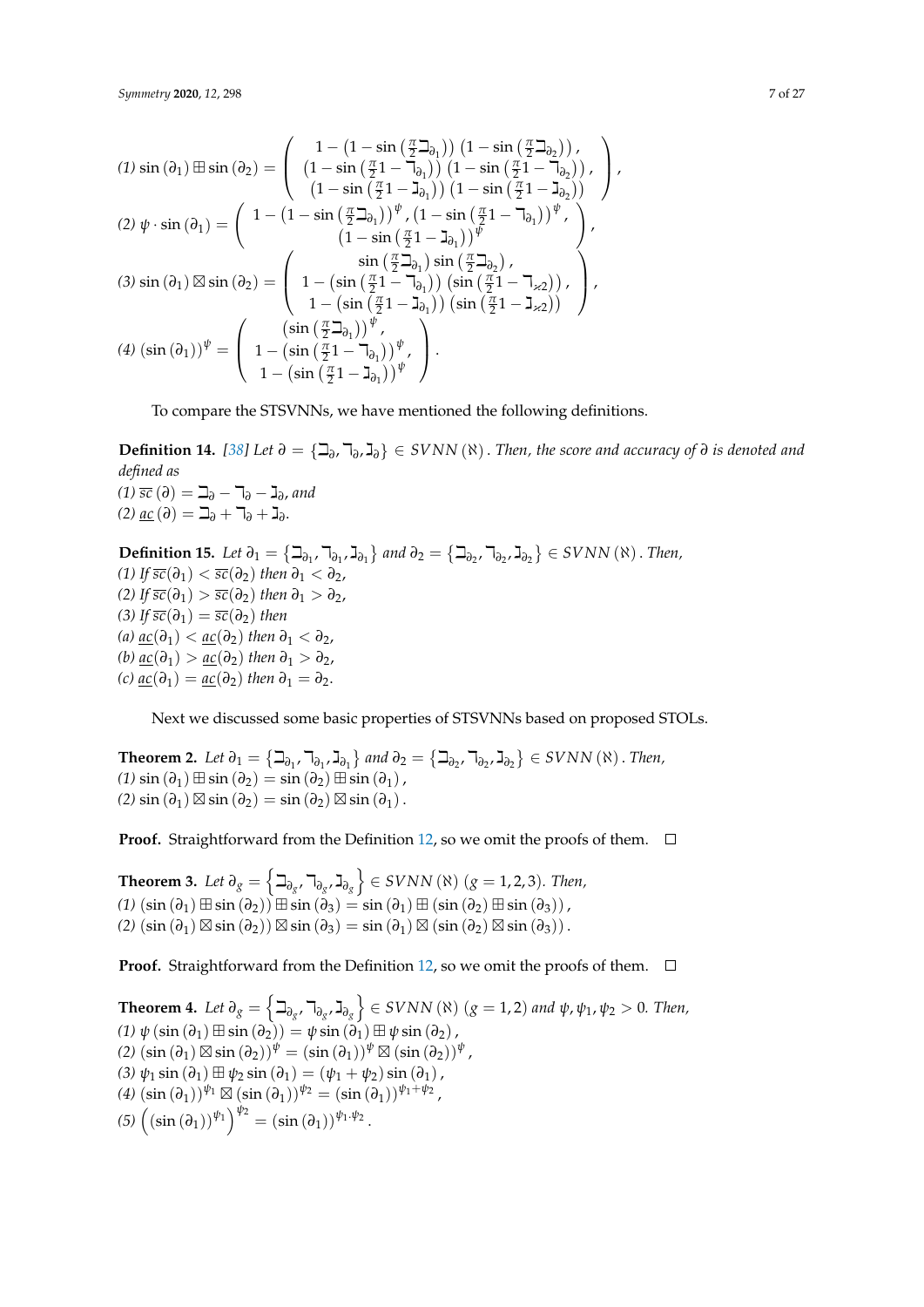(1) $\sin(\partial_1) \boxplus \sin(\partial_2) = \left( \begin{array}{c} 1 - \left(1 - \sin\left(\frac{\pi}{2}\beth_{\partial_1}\right)\right)\left(1 - \sin\left(\frac{\pi}{2}\beth_{\partial_2}\right)\right), \\ \left(1 - \sin\left(\frac{\pi}{2}1 - \daleth_{\partial_1}\right)\right)\left(1 - \sin\left(\frac{\pi}{2}1 - \daleth_{\partial_2}\right)\right), \\ \left(1 - \sin\left(\frac{\pi}{2}1 - \gimel_{\partial_1}\right)\right)\left(1 - \sin\left(\frac{\pi}{2}1 - \gimel_{\partial_2}\right)\right) \end{array} \right)$,

(2) $\psi \cdot \sin(\partial_1) = \left( \begin{array}{c} 1 - \left(1 - \sin\left(\frac{\pi}{2}\beth_{\partial_1}\right)\right)^{\psi}, \left(1 - \sin\left(\frac{\pi}{2}1 - \daleth_{\partial_1}\right)\right)^{\psi}, \\ \left(1 - \sin\left(\frac{\pi}{2}1 - \gimel_{\partial_1}\right)\right)^{\psi} \end{array} \right)$,

(3) $\sin(\partial_1) \boxtimes \sin(\partial_2) = \left( \begin{array}{c} \sin\left(\frac{\pi}{2}\beth_{\partial_1}\right)\sin\left(\frac{\pi}{2}\beth_{\partial_2}\right), \\ 1 - \left(\sin\left(\frac{\pi}{2}1 - \daleth_{\partial_1}\right)\right)\left(\sin\left(\frac{\pi}{2}1 - \daleth_{\varkappa 2}\right)\right), \\ 1 - \left(\sin\left(\frac{\pi}{2}1 - \gimel_{\partial_1}\right)\right)\left(\sin\left(\frac{\pi}{2}1 - \gimel_{\varkappa 2}\right)\right) \end{array} \right)$,

(4) $(\sin(\partial_1))^{\psi} = \left( \begin{array}{c} \left(\sin\left(\frac{\pi}{2}\beth_{\partial_1}\right)\right)^{\psi}, \\ 1 - \left(\sin\left(\frac{\pi}{2}1 - \daleth_{\partial_1}\right)\right)^{\psi}, \\ 1 - \left(\sin\left(\frac{\pi}{2}1 - \gimel_{\partial_1}\right)\right)^{\psi} \end{array} \right)$.

To compare the STSVNNs, we have mentioned the following definitions.

**Definition 14.** *[38] Let $\partial = \{\beth_{\partial}, \daleth_{\partial}, \gimel_{\partial}\} \in SVNN(\aleph)$. Then, the score and accuracy of $\partial$ is denoted and defined as*
*(1) $\overline{sc}(\partial) = \beth_{\partial} - \daleth_{\partial} - \gimel_{\partial}$, and*
*(2) $\underline{ac}(\partial) = \beth_{\partial} + \daleth_{\partial} + \gimel_{\partial}$.*

**Definition 15.** *Let $\partial_1 = \{\beth_{\partial_1}, \daleth_{\partial_1}, \gimel_{\partial_1}\}$ and $\partial_2 = \{\beth_{\partial_2}, \daleth_{\partial_2}, \gimel_{\partial_2}\} \in SVNN(\aleph)$. Then,*
*(1) If $\overline{sc}(\partial_1) < \overline{sc}(\partial_2)$ then $\partial_1 < \partial_2$,*
*(2) If $\overline{sc}(\partial_1) > \overline{sc}(\partial_2)$ then $\partial_1 > \partial_2$,*
*(3) If $\overline{sc}(\partial_1) = \overline{sc}(\partial_2)$ then*
*(a) $\underline{ac}(\partial_1) < \underline{ac}(\partial_2)$ then $\partial_1 < \partial_2$,*
*(b) $\underline{ac}(\partial_1) > \underline{ac}(\partial_2)$ then $\partial_1 > \partial_2$,*
*(c) $\underline{ac}(\partial_1) = \underline{ac}(\partial_2)$ then $\partial_1 = \partial_2$.*

Next we discussed some basic properties of STSVNNs based on proposed STOLs.

**Theorem 2.** *Let $\partial_1 = \{\beth_{\partial_1}, \daleth_{\partial_1}, \gimel_{\partial_1}\}$ and $\partial_2 = \{\beth_{\partial_2}, \daleth_{\partial_2}, \gimel_{\partial_2}\} \in SVNN(\aleph)$. Then,*
*(1) $\sin(\partial_1) \boxplus \sin(\partial_2) = \sin(\partial_2) \boxplus \sin(\partial_1)$,*
*(2) $\sin(\partial_1) \boxtimes \sin(\partial_2) = \sin(\partial_2) \boxtimes \sin(\partial_1)$.*

**Proof.** Straightforward from the Definition 12, so we omit the proofs of them. □

**Theorem 3.** *Let $\partial_g = \left\{\beth_{\partial_g}, \daleth_{\partial_g}, \gimel_{\partial_g}\right\} \in SVNN(\aleph)$ $(g = 1, 2, 3)$. Then,*
*(1) $(\sin(\partial_1) \boxplus \sin(\partial_2)) \boxplus \sin(\partial_3) = \sin(\partial_1) \boxplus (\sin(\partial_2) \boxplus \sin(\partial_3))$,*
*(2) $(\sin(\partial_1) \boxtimes \sin(\partial_2)) \boxtimes \sin(\partial_3) = \sin(\partial_1) \boxtimes (\sin(\partial_2) \boxtimes \sin(\partial_3))$.*

**Proof.** Straightforward from the Definition 12, so we omit the proofs of them. □

**Theorem 4.** *Let $\partial_g = \left\{\beth_{\partial_g}, \daleth_{\partial_g}, \gimel_{\partial_g}\right\} \in SVNN(\aleph)$ $(g = 1, 2)$ and $\psi, \psi_1, \psi_2 > 0$. Then,*
*(1) $\psi(\sin(\partial_1) \boxplus \sin(\partial_2)) = \psi \sin(\partial_1) \boxplus \psi \sin(\partial_2)$,*
*(2) $(\sin(\partial_1) \boxtimes \sin(\partial_2))^{\psi} = (\sin(\partial_1))^{\psi} \boxtimes (\sin(\partial_2))^{\psi}$,*
*(3) $\psi_1 \sin(\partial_1) \boxplus \psi_2 \sin(\partial_1) = (\psi_1 + \psi_2) \sin(\partial_1)$,*
*(4) $(\sin(\partial_1))^{\psi_1} \boxtimes (\sin(\partial_1))^{\psi_2} = (\sin(\partial_1))^{\psi_1 + \psi_2}$,*
*(5) $\left((\sin(\partial_1))^{\psi_1}\right)^{\psi_2} = (\sin(\partial_1))^{\psi_1 \cdot \psi_2}$.*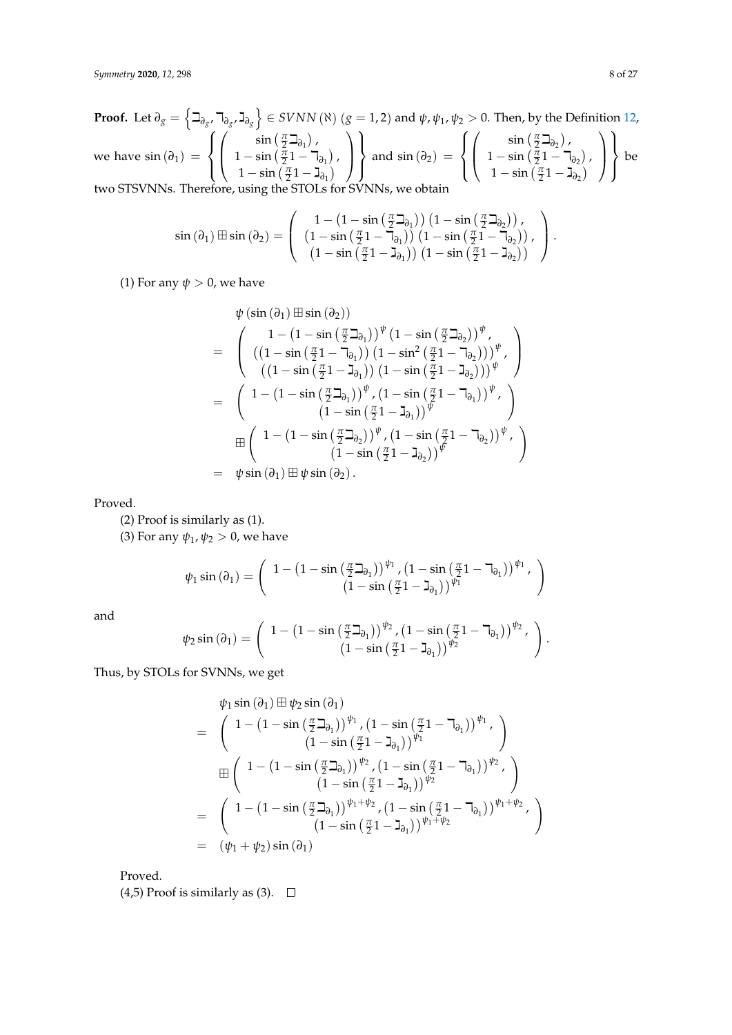**Proof.** Let $\partial_g = \left\{ \beth_{\partial_g}, \daleth_{\partial_g}, \gimel_{\partial_g} \right\} \in SVNN(\aleph)$ $(g = 1, 2)$ and $\psi, \psi_1, \psi_2 > 0$. Then, by the Definition 12, we have $\sin(\partial_1) = \left\{ \begin{pmatrix} \sin\left(\frac{\pi}{2}\beth_{\partial_1}\right), \\ 1 - \sin\left(\frac{\pi}{2}1 - \daleth_{\partial_1}\right), \\ 1 - \sin\left(\frac{\pi}{2}1 - \gimel_{\partial_1}\right) \end{pmatrix} \right\}$ and $\sin(\partial_2) = \left\{ \begin{pmatrix} \sin\left(\frac{\pi}{2}\beth_{\partial_2}\right), \\ 1 - \sin\left(\frac{\pi}{2}1 - \daleth_{\partial_2}\right), \\ 1 - \sin\left(\frac{\pi}{2}1 - \gimel_{\partial_2}\right) \end{pmatrix} \right\}$ be two STSVNNs. Therefore, using the STOLs for SVNNs, we obtain

$$\sin(\partial_1) \boxplus \sin(\partial_2) = \begin{pmatrix} 1 - \left(1 - \sin\left(\frac{\pi}{2}\beth_{\partial_1}\right)\right)\left(1 - \sin\left(\frac{\pi}{2}\beth_{\partial_2}\right)\right), \\ \left(1 - \sin\left(\frac{\pi}{2}1 - \daleth_{\partial_1}\right)\right)\left(1 - \sin\left(\frac{\pi}{2}1 - \daleth_{\partial_2}\right)\right), \\ \left(1 - \sin\left(\frac{\pi}{2}1 - \gimel_{\partial_1}\right)\right)\left(1 - \sin\left(\frac{\pi}{2}1 - \gimel_{\partial_2}\right)\right) \end{pmatrix}.$$

(1) For any $\psi > 0$, we have

$$\begin{aligned}
& \psi\left(\sin(\partial_1) \boxplus \sin(\partial_2)\right) \\
= & \begin{pmatrix} 1 - \left(1 - \sin\left(\frac{\pi}{2}\beth_{\partial_1}\right)\right)^{\psi}\left(1 - \sin\left(\frac{\pi}{2}\beth_{\partial_2}\right)\right)^{\psi}, \\ \left(\left(1 - \sin\left(\frac{\pi}{2}1 - \daleth_{\partial_1}\right)\right)\left(1 - \sin^2\left(\frac{\pi}{2}1 - \daleth_{\partial_2}\right)\right)\right)^{\psi}, \\ \left(\left(1 - \sin\left(\frac{\pi}{2}1 - \gimel_{\partial_1}\right)\right)\left(1 - \sin\left(\frac{\pi}{2}1 - \gimel_{\partial_2}\right)\right)\right)^{\psi} \end{pmatrix} \\
= & \begin{pmatrix} 1 - \left(1 - \sin\left(\frac{\pi}{2}\beth_{\partial_1}\right)\right)^{\psi}, \left(1 - \sin\left(\frac{\pi}{2}1 - \daleth_{\partial_1}\right)\right)^{\psi}, \\ \left(1 - \sin\left(\frac{\pi}{2}1 - \gimel_{\partial_1}\right)\right)^{\psi} \end{pmatrix} \\
& \boxplus \begin{pmatrix} 1 - \left(1 - \sin\left(\frac{\pi}{2}\beth_{\partial_2}\right)\right)^{\psi}, \left(1 - \sin\left(\frac{\pi}{2}1 - \daleth_{\partial_2}\right)\right)^{\psi}, \\ \left(1 - \sin\left(\frac{\pi}{2}1 - \gimel_{\partial_2}\right)\right)^{\psi} \end{pmatrix} \\
= & \psi \sin(\partial_1) \boxplus \psi \sin(\partial_2).
\end{aligned}$$

Proved.

(2) Proof is similarly as (1).

(3) For any $\psi_1, \psi_2 > 0$, we have

$$\psi_1 \sin(\partial_1) = \begin{pmatrix} 1 - \left(1 - \sin\left(\frac{\pi}{2}\beth_{\partial_1}\right)\right)^{\psi_1}, \left(1 - \sin\left(\frac{\pi}{2}1 - \daleth_{\partial_1}\right)\right)^{\psi_1}, \\ \left(1 - \sin\left(\frac{\pi}{2}1 - \gimel_{\partial_1}\right)\right)^{\psi_1} \end{pmatrix}$$

and

$$\psi_2 \sin(\partial_1) = \begin{pmatrix} 1 - \left(1 - \sin\left(\frac{\pi}{2}\beth_{\partial_1}\right)\right)^{\psi_2}, \left(1 - \sin\left(\frac{\pi}{2}1 - \daleth_{\partial_1}\right)\right)^{\psi_2}, \\ \left(1 - \sin\left(\frac{\pi}{2}1 - \gimel_{\partial_1}\right)\right)^{\psi_2} \end{pmatrix}.$$

Thus, by STOLs for SVNNs, we get

$$\begin{aligned}
& \psi_1 \sin(\partial_1) \boxplus \psi_2 \sin(\partial_1) \\
= & \begin{pmatrix} 1 - \left(1 - \sin\left(\frac{\pi}{2}\beth_{\partial_1}\right)\right)^{\psi_1}, \left(1 - \sin\left(\frac{\pi}{2}1 - \daleth_{\partial_1}\right)\right)^{\psi_1}, \\ \left(1 - \sin\left(\frac{\pi}{2}1 - \gimel_{\partial_1}\right)\right)^{\psi_1} \end{pmatrix} \\
& \boxplus \begin{pmatrix} 1 - \left(1 - \sin\left(\frac{\pi}{2}\beth_{\partial_1}\right)\right)^{\psi_2}, \left(1 - \sin\left(\frac{\pi}{2}1 - \daleth_{\partial_1}\right)\right)^{\psi_2}, \\ \left(1 - \sin\left(\frac{\pi}{2}1 - \gimel_{\partial_1}\right)\right)^{\psi_2} \end{pmatrix} \\
= & \begin{pmatrix} 1 - \left(1 - \sin\left(\frac{\pi}{2}\beth_{\partial_1}\right)\right)^{\psi_1 + \psi_2}, \left(1 - \sin\left(\frac{\pi}{2}1 - \daleth_{\partial_1}\right)\right)^{\psi_1 + \psi_2}, \\ \left(1 - \sin\left(\frac{\pi}{2}1 - \gimel_{\partial_1}\right)\right)^{\psi_1 + \psi_2} \end{pmatrix} \\
= & (\psi_1 + \psi_2) \sin(\partial_1)
\end{aligned}$$

Proved.

(4,5) Proof is similarly as (3). □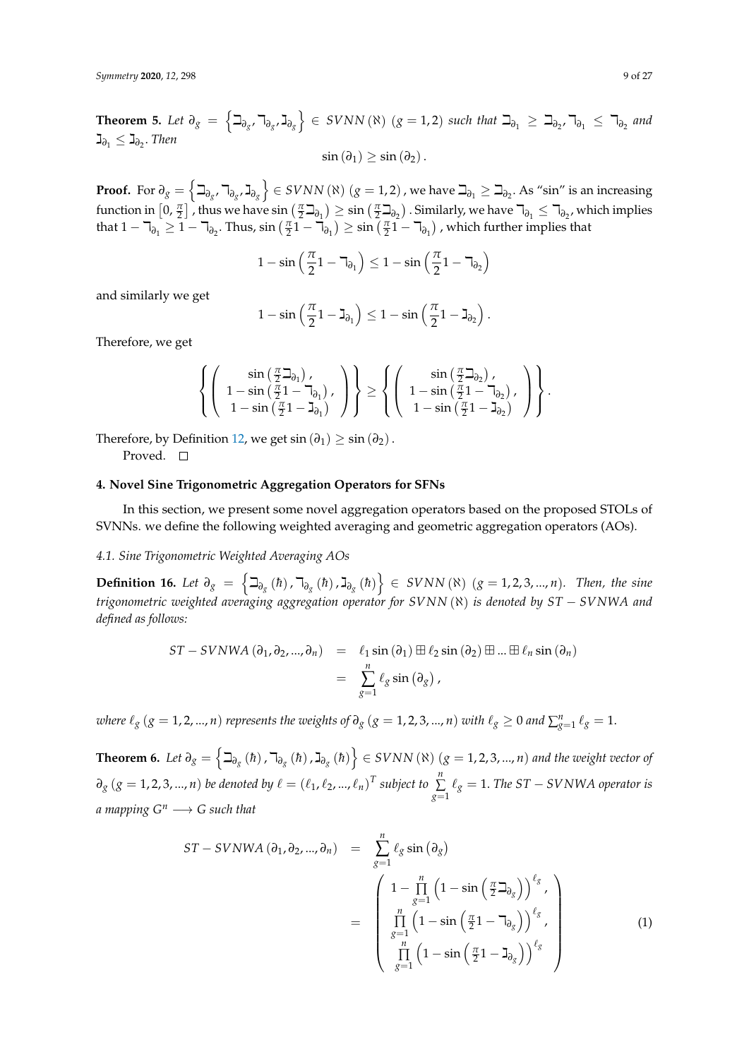**Theorem 5.** *Let $\partial_g = \left\{\beth_{\partial_g}, \daleth_{\partial_g}, \gimel_{\partial_g}\right\} \in SVNN(\aleph)$ $(g = 1,2)$ such that $\beth_{\partial_1} \geq \beth_{\partial_2}$, $\daleth_{\partial_1} \leq \daleth_{\partial_2}$ and $\gimel_{\partial_1} \leq \gimel_{\partial_2}$. Then*

$$\sin(\partial_1) \geq \sin(\partial_2).$$

**Proof.** For $\partial_g = \left\{\beth_{\partial_g}, \daleth_{\partial_g}, \gimel_{\partial_g}\right\} \in SVNN(\aleph)$ $(g = 1,2)$, we have $\beth_{\partial_1} \geq \beth_{\partial_2}$. As "sin" is an increasing function in $\left[0, \frac{\pi}{2}\right]$, thus we have $\sin\left(\frac{\pi}{2}\beth_{\partial_1}\right) \geq \sin\left(\frac{\pi}{2}\beth_{\partial_2}\right)$. Similarly, we have $\daleth_{\partial_1} \leq \daleth_{\partial_2}$, which implies that $1 - \daleth_{\partial_1} \geq 1 - \daleth_{\partial_2}$. Thus, $\sin\left(\frac{\pi}{2}1 - \daleth_{\partial_1}\right) \geq \sin\left(\frac{\pi}{2}1 - \daleth_{\partial_1}\right)$, which further implies that

$$1 - \sin\left(\frac{\pi}{2}1 - \daleth_{\partial_1}\right) \leq 1 - \sin\left(\frac{\pi}{2}1 - \daleth_{\partial_2}\right)$$

and similarly we get

$$1 - \sin\left(\frac{\pi}{2}1 - \gimel_{\partial_1}\right) \leq 1 - \sin\left(\frac{\pi}{2}1 - \gimel_{\partial_2}\right).$$

Therefore, we get

$$\left\{\begin{pmatrix} \sin\left(\frac{\pi}{2}\beth_{\partial_1}\right), \\ 1 - \sin\left(\frac{\pi}{2}1 - \daleth_{\partial_1}\right), \\ 1 - \sin\left(\frac{\pi}{2}1 - \gimel_{\partial_1}\right) \end{pmatrix}\right\} \geq \left\{\begin{pmatrix} \sin\left(\frac{\pi}{2}\beth_{\partial_2}\right), \\ 1 - \sin\left(\frac{\pi}{2}1 - \daleth_{\partial_2}\right), \\ 1 - \sin\left(\frac{\pi}{2}1 - \gimel_{\partial_2}\right) \end{pmatrix}\right\}.$$

Therefore, by Definition 12, we get $\sin(\partial_1) \geq \sin(\partial_2)$.

Proved. □

## 4. Novel Sine Trigonometric Aggregation Operators for SFNs

In this section, we present some novel aggregation operators based on the proposed STOLs of SVNNs. we define the following weighted averaging and geometric aggregation operators (AOs).

### 4.1. Sine Trigonometric Weighted Averaging AOs

**Definition 16.** *Let $\partial_g = \left\{\beth_{\partial_g}(\hbar), \daleth_{\partial_g}(\hbar), \gimel_{\partial_g}(\hbar)\right\} \in SVNN(\aleph)$ $(g = 1,2,3,...,n)$. Then, the sine trigonometric weighted averaging aggregation operator for $SVNN(\aleph)$ is denoted by $ST - SVNWA$ and defined as follows:*

$$\begin{aligned} ST - SVNWA(\partial_1, \partial_2, ..., \partial_n) &= \ell_1 \sin(\partial_1) \boxplus \ell_2 \sin(\partial_2) \boxplus ... \boxplus \ell_n \sin(\partial_n) \\ &= \sum_{g=1}^{n} \ell_g \sin(\partial_g), \end{aligned}$$

*where $\ell_g$ $(g = 1,2,...,n)$ represents the weights of $\partial_g$ $(g = 1,2,3,...,n)$ with $\ell_g \geq 0$ and $\sum_{g=1}^{n} \ell_g = 1$.*

**Theorem 6.** *Let $\partial_g = \left\{\beth_{\partial_g}(\hbar), \daleth_{\partial_g}(\hbar), \gimel_{\partial_g}(\hbar)\right\} \in SVNN(\aleph)$ $(g = 1,2,3,...,n)$ and the weight vector of $\partial_g$ $(g = 1,2,3,...,n)$ be denoted by $\ell = (\ell_1, \ell_2, ..., \ell_n)^T$ subject to $\sum_{g=1}^{n} \ell_g = 1$. The $ST - SVNWA$ operator is a mapping $G^n \longrightarrow G$ such that*

$$\begin{aligned} ST - SVNWA(\partial_1, \partial_2, ..., \partial_n) &= \sum_{g=1}^{n} \ell_g \sin(\partial_g) \\ &= \begin{pmatrix} 1 - \prod_{g=1}^{n} \left(1 - \sin\left(\frac{\pi}{2}\beth_{\partial_g}\right)\right)^{\ell_g}, \\ \prod_{g=1}^{n} \left(1 - \sin\left(\frac{\pi}{2}1 - \daleth_{\partial_g}\right)\right)^{\ell_g}, \\ \prod_{g=1}^{n} \left(1 - \sin\left(\frac{\pi}{2}1 - \gimel_{\partial_g}\right)\right)^{\ell_g} \end{pmatrix} \end{aligned} \quad (1)$$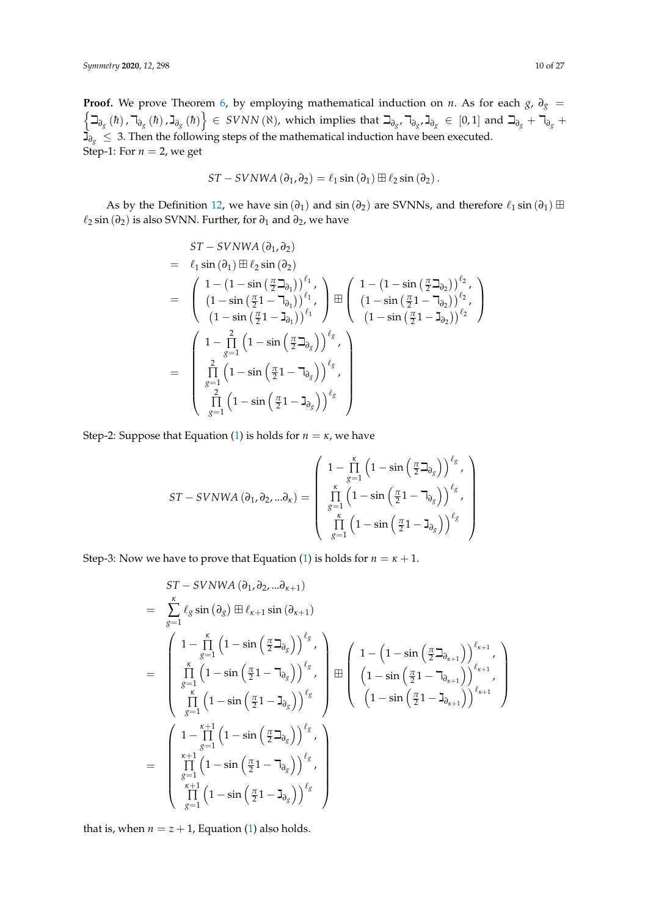**Proof.** We prove Theorem 6, by employing mathematical induction on $n$. As for each $g$, $\partial_g = \left\{\beth_{\partial_g}(\hbar), \daleth_{\partial_g}(\hbar), \gimel_{\partial_g}(\hbar)\right\} \in SVNN(\aleph)$, which implies that $\beth_{\partial_g}, \daleth_{\partial_g}, \gimel_{\partial_g} \in [0,1]$ and $\beth_{\partial_g} + \daleth_{\partial_g} + \gimel_{\partial_g} \leq 3$. Then the following steps of the mathematical induction have been executed.
Step-1: For $n = 2$, we get

$$ST - SVNWA(\partial_1, \partial_2) = \ell_1 \sin(\partial_1) \boxplus \ell_2 \sin(\partial_2).$$

As by the Definition 12, we have $\sin(\partial_1)$ and $\sin(\partial_2)$ are SVNNs, and therefore $\ell_1 \sin(\partial_1) \boxplus \ell_2 \sin(\partial_2)$ is also SVNN. Further, for $\partial_1$ and $\partial_2$, we have

$$\begin{aligned}
& ST - SVNWA(\partial_1, \partial_2) \\
= \; & \ell_1 \sin(\partial_1) \boxplus \ell_2 \sin(\partial_2) \\
= \; & \begin{pmatrix} 1 - \left(1 - \sin\left(\frac{\pi}{2}\beth_{\partial_1}\right)\right)^{\ell_1}, \\ \left(1 - \sin\left(\frac{\pi}{2}1 - \daleth_{\partial_1}\right)\right)^{\ell_1}, \\ \left(1 - \sin\left(\frac{\pi}{2}1 - \gimel_{\partial_1}\right)\right)^{\ell_1} \end{pmatrix} \boxplus \begin{pmatrix} 1 - \left(1 - \sin\left(\frac{\pi}{2}\beth_{\partial_2}\right)\right)^{\ell_2}, \\ \left(1 - \sin\left(\frac{\pi}{2}1 - \daleth_{\partial_2}\right)\right)^{\ell_2}, \\ \left(1 - \sin\left(\frac{\pi}{2}1 - \gimel_{\partial_2}\right)\right)^{\ell_2} \end{pmatrix} \\
= \; & \begin{pmatrix} 1 - \prod\limits_{g=1}^{2}\left(1 - \sin\left(\frac{\pi}{2}\beth_{\partial_g}\right)\right)^{\ell_g}, \\ \prod\limits_{g=1}^{2}\left(1 - \sin\left(\frac{\pi}{2}1 - \daleth_{\partial_g}\right)\right)^{\ell_g}, \\ \prod\limits_{g=1}^{2}\left(1 - \sin\left(\frac{\pi}{2}1 - \gimel_{\partial_g}\right)\right)^{\ell_g} \end{pmatrix}
\end{aligned}$$

Step-2: Suppose that Equation (1) is holds for $n = \kappa$, we have

$$ST - SVNWA(\partial_1, \partial_2, \ldots \partial_\kappa) = \begin{pmatrix} 1 - \prod\limits_{g=1}^{\kappa}\left(1 - \sin\left(\frac{\pi}{2}\beth_{\partial_g}\right)\right)^{\ell_g}, \\ \prod\limits_{g=1}^{\kappa}\left(1 - \sin\left(\frac{\pi}{2}1 - \daleth_{\partial_g}\right)\right)^{\ell_g}, \\ \prod\limits_{g=1}^{\kappa}\left(1 - \sin\left(\frac{\pi}{2}1 - \gimel_{\partial_g}\right)\right)^{\ell_g} \end{pmatrix}$$

Step-3: Now we have to prove that Equation (1) is holds for $n = \kappa + 1$.

$$\begin{aligned}
& ST - SVNWA(\partial_1, \partial_2, \ldots \partial_{\kappa+1}) \\
= \; & \sum_{g=1}^{\kappa} \ell_g \sin(\partial_g) \boxplus \ell_{\kappa+1} \sin(\partial_{\kappa+1}) \\
= \; & \begin{pmatrix} 1 - \prod\limits_{g=1}^{\kappa}\left(1 - \sin\left(\frac{\pi}{2}\beth_{\partial_g}\right)\right)^{\ell_g}, \\ \prod\limits_{g=1}^{\kappa}\left(1 - \sin\left(\frac{\pi}{2}1 - \daleth_{\partial_g}\right)\right)^{\ell_g}, \\ \prod\limits_{g=1}^{\kappa}\left(1 - \sin\left(\frac{\pi}{2}1 - \gimel_{\partial_g}\right)\right)^{\ell_g} \end{pmatrix} \boxplus \begin{pmatrix} 1 - \left(1 - \sin\left(\frac{\pi}{2}\beth_{\partial_{\kappa+1}}\right)\right)^{\ell_{\kappa+1}}, \\ \left(1 - \sin\left(\frac{\pi}{2}1 - \daleth_{\partial_{\kappa+1}}\right)\right)^{\ell_{\kappa+1}}, \\ \left(1 - \sin\left(\frac{\pi}{2}1 - \gimel_{\partial_{\kappa+1}}\right)\right)^{\ell_{\kappa+1}} \end{pmatrix} \\
= \; & \begin{pmatrix} 1 - \prod\limits_{g=1}^{\kappa+1}\left(1 - \sin\left(\frac{\pi}{2}\beth_{\partial_g}\right)\right)^{\ell_g}, \\ \prod\limits_{g=1}^{\kappa+1}\left(1 - \sin\left(\frac{\pi}{2}1 - \daleth_{\partial_g}\right)\right)^{\ell_g}, \\ \prod\limits_{g=1}^{\kappa+1}\left(1 - \sin\left(\frac{\pi}{2}1 - \gimel_{\partial_g}\right)\right)^{\ell_g} \end{pmatrix}
\end{aligned}$$

that is, when $n = z + 1$, Equation (1) also holds.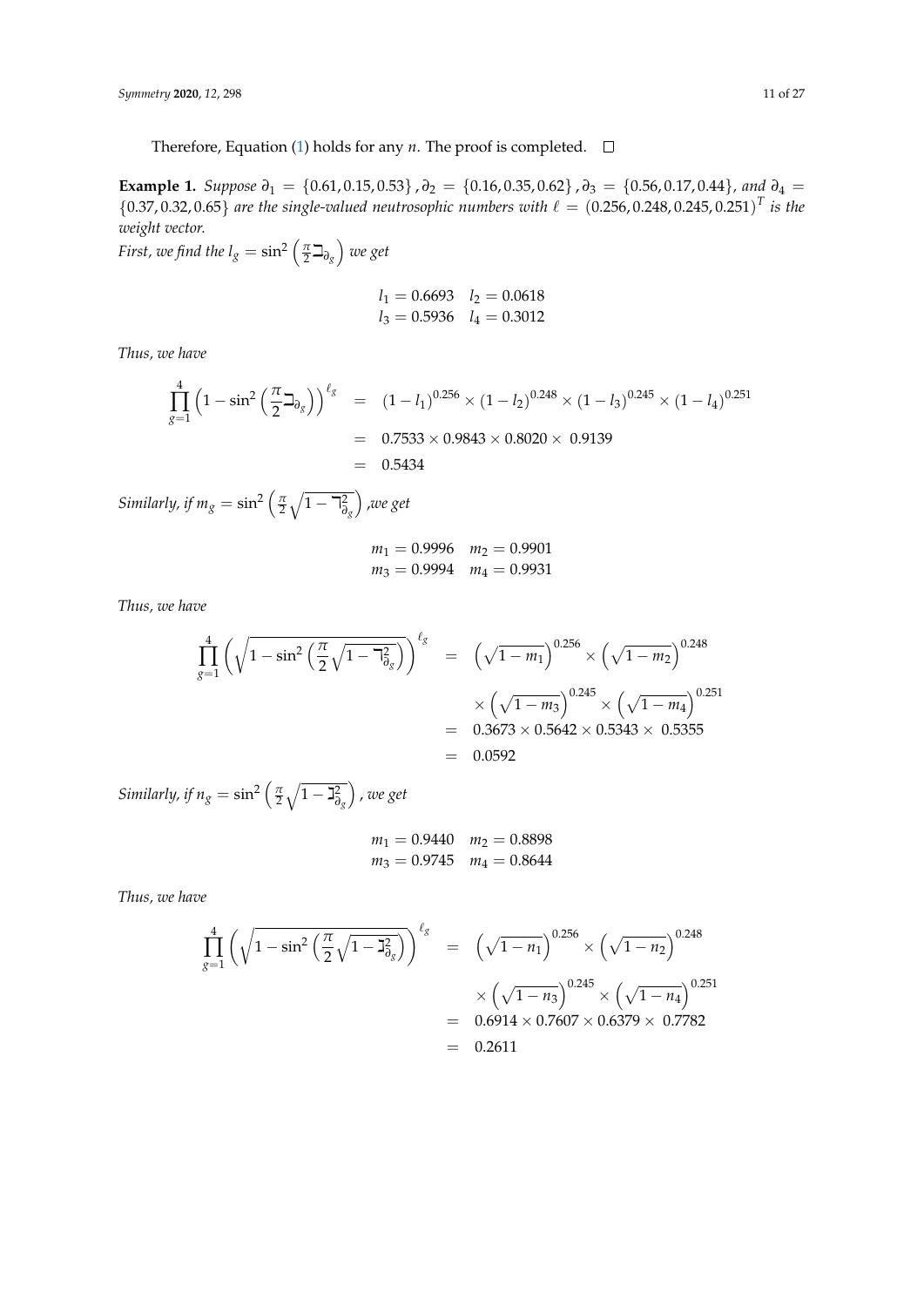Therefore, Equation (1) holds for any $n$. The proof is completed. □

**Example 1.** *Suppose* $\partial_1 = \{0.61, 0.15, 0.53\}, \partial_2 = \{0.16, 0.35, 0.62\}, \partial_3 = \{0.56, 0.17, 0.44\}$, *and* $\partial_4 = \{0.37, 0.32, 0.65\}$ *are the single-valued neutrosophic numbers with* $\ell = (0.256, 0.248, 0.245, 0.251)^T$ *is the weight vector.*

*First, we find the* $l_g = \sin^2\left(\frac{\pi}{2}\beth_{\partial_g}\right)$ *we get*

$$l_1 = 0.6693 \quad l_2 = 0.0618$$
$$l_3 = 0.5936 \quad l_4 = 0.3012$$

*Thus, we have*

$$\begin{aligned}
\prod_{g=1}^{4}\left(1 - \sin^2\left(\frac{\pi}{2}\beth_{\partial_g}\right)\right)^{\ell_g} &= (1-l_1)^{0.256} \times (1-l_2)^{0.248} \times (1-l_3)^{0.245} \times (1-l_4)^{0.251} \\
&= 0.7533 \times 0.9843 \times 0.8020 \times\ 0.9139 \\
&= 0.5434
\end{aligned}$$

*Similarly, if* $m_g = \sin^2\left(\frac{\pi}{2}\sqrt{1-\daleth_{\partial_g}^2}\right)$ *,we get*

$$m_1 = 0.9996 \quad m_2 = 0.9901$$
$$m_3 = 0.9994 \quad m_4 = 0.9931$$

*Thus, we have*

$$\begin{aligned}
\prod_{g=1}^{4}\left(\sqrt{1 - \sin^2\left(\frac{\pi}{2}\sqrt{1-\daleth_{\partial_g}^2}\right)}\right)^{\ell_g} &= \left(\sqrt{1-m_1}\right)^{0.256} \times \left(\sqrt{1-m_2}\right)^{0.248} \\
&\quad \times \left(\sqrt{1-m_3}\right)^{0.245} \times \left(\sqrt{1-m_4}\right)^{0.251} \\
&= 0.3673 \times 0.5642 \times 0.5343 \times\ 0.5355 \\
&= 0.0592
\end{aligned}$$

*Similarly, if* $n_g = \sin^2\left(\frac{\pi}{2}\sqrt{1-\gimel_{\partial_g}^2}\right)$ *, we get*

$$m_1 = 0.9440 \quad m_2 = 0.8898$$
$$m_3 = 0.9745 \quad m_4 = 0.8644$$

*Thus, we have*

$$\begin{aligned}
\prod_{g=1}^{4}\left(\sqrt{1 - \sin^2\left(\frac{\pi}{2}\sqrt{1-\gimel_{\partial_g}^2}\right)}\right)^{\ell_g} &= \left(\sqrt{1-n_1}\right)^{0.256} \times \left(\sqrt{1-n_2}\right)^{0.248} \\
&\quad \times \left(\sqrt{1-n_3}\right)^{0.245} \times \left(\sqrt{1-n_4}\right)^{0.251} \\
&= 0.6914 \times 0.7607 \times 0.6379 \times\ 0.7782 \\
&= 0.2611
\end{aligned}$$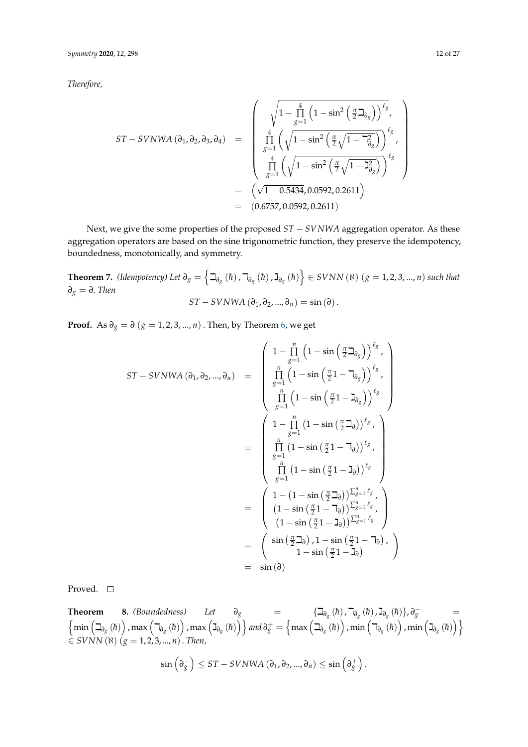*Therefore,*

$$
\begin{aligned}
ST-SVNWA\left(\partial_1,\partial_2,\partial_3,\partial_4\right) &= \begin{pmatrix} \sqrt{1-\prod\limits_{g=1}^{4}\left(1-\sin^2\left(\frac{\pi}{2}\beth_{\partial_g}\right)\right)^{\ell_g}}, \\ \prod\limits_{g=1}^{4}\left(\sqrt{1-\sin^2\left(\frac{\pi}{2}\sqrt{1-\daleth_{\partial_g}^2}\right)}\right)^{\ell_g}, \\ \prod\limits_{g=1}^{4}\left(\sqrt{1-\sin^2\left(\frac{\pi}{2}\sqrt{1-\gimel_{\partial_g}^2}\right)}\right)^{\ell_g} \end{pmatrix} \\
&= \left(\sqrt{1-0.5434}, 0.0592, 0.2611\right) \\
&= \left(0.6757, 0.0592, 0.2611\right)
\end{aligned}
$$

Next, we give the some properties of the proposed $ST-SVNWA$ aggregation operator. As these aggregation operators are based on the sine trigonometric function, they preserve the idempotency, boundedness, monotonically, and symmetry.

**Theorem 7.** *(Idempotency) Let* $\partial_g = \left\{\beth_{\partial_g}(\hbar), \daleth_{\partial_g}(\hbar), \gimel_{\partial_g}(\hbar)\right\} \in SVNN(\aleph)$ $(g=1,2,3,...,n)$ *such that* $\partial_g = \partial$*. Then*

$$
ST-SVNWA\left(\partial_1,\partial_2,...,\partial_n\right) = \sin\left(\partial\right).
$$

**Proof.** As $\partial_g = \partial$ $(g=1,2,3,...,n)$. Then, by Theorem 6, we get

$$
\begin{aligned}
ST-SVNWA\left(\partial_1,\partial_2,...,\partial_n\right) &= \begin{pmatrix} 1-\prod\limits_{g=1}^{n}\left(1-\sin\left(\frac{\pi}{2}\beth_{\partial_g}\right)\right)^{\ell_g}, \\ \prod\limits_{g=1}^{n}\left(1-\sin\left(\frac{\pi}{2}1-\daleth_{\partial_g}\right)\right)^{\ell_g}, \\ \prod\limits_{g=1}^{n}\left(1-\sin\left(\frac{\pi}{2}1-\gimel_{\partial_g}\right)\right)^{\ell_g} \end{pmatrix} \\
&= \begin{pmatrix} 1-\prod\limits_{g=1}^{n}\left(1-\sin\left(\frac{\pi}{2}\beth_{\partial}\right)\right)^{\ell_g}, \\ \prod\limits_{g=1}^{n}\left(1-\sin\left(\frac{\pi}{2}1-\daleth_{\partial}\right)\right)^{\ell_g}, \\ \prod\limits_{g=1}^{n}\left(1-\sin\left(\frac{\pi}{2}1-\gimel_{\partial}\right)\right)^{\ell_g} \end{pmatrix} \\
&= \begin{pmatrix} 1-\left(1-\sin\left(\frac{\pi}{2}\beth_{\partial}\right)\right)^{\sum_{g=1}^{n}\ell_g}, \\ \left(1-\sin\left(\frac{\pi}{2}1-\daleth_{\partial}\right)\right)^{\sum_{g=1}^{n}\ell_g}, \\ \left(1-\sin\left(\frac{\pi}{2}1-\gimel_{\partial}\right)\right)^{\sum_{g=1}^{n}\ell_g} \end{pmatrix} \\
&= \begin{pmatrix} \sin\left(\frac{\pi}{2}\beth_{\partial}\right), 1-\sin\left(\frac{\pi}{2}1-\daleth_{\partial}\right), \\ 1-\sin\left(\frac{\pi}{2}1-\gimel_{\partial}\right) \end{pmatrix} \\
&= \sin\left(\partial\right)
\end{aligned}
$$

Proved. □

**Theorem 8.** *(Boundedness) Let* $\partial_g = \{\beth_{\partial_g}(\hbar), \daleth_{\partial_g}(\hbar), \gimel_{\partial_g}(\hbar)\}, \partial_g^- = \left\{\min\left(\beth_{\partial_g}(\hbar)\right), \max\left(\daleth_{\partial_g}(\hbar)\right), \max\left(\gimel_{\partial_g}(\hbar)\right)\right\}$ *and* $\partial_g^+ = \left\{\max\left(\beth_{\partial_g}(\hbar)\right), \min\left(\daleth_{\partial_g}(\hbar)\right), \min\left(\gimel_{\partial_g}(\hbar)\right)\right\}$ $\in SVNN(\aleph)$ $(g=1,2,3,...,n)$*. Then,*

$$
\sin\left(\partial_g^-\right) \leq ST-SVNWA\left(\partial_1,\partial_2,...,\partial_n\right) \leq \sin\left(\partial_g^+\right).
$$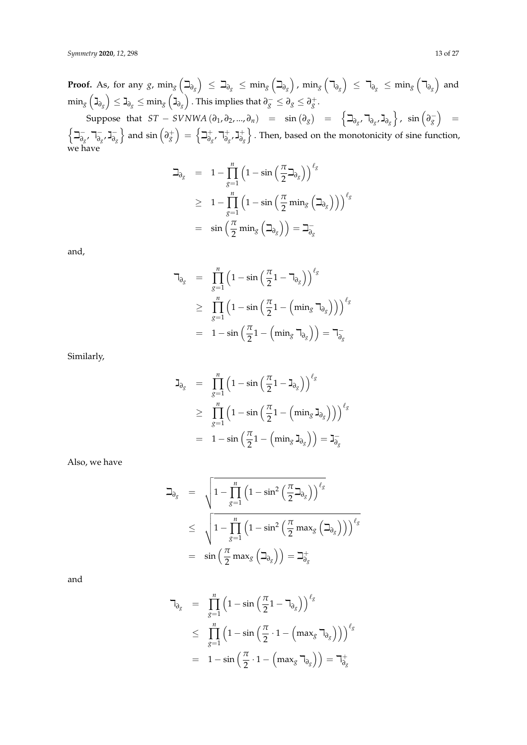**Proof.** As, for any $g$, $\min_g\left(\beth_{\partial_g}\right) \leq \beth_{\partial_g} \leq \min_g\left(\beth_{\partial_g}\right)$, $\min_g\left(\daleth_{\partial_g}\right) \leq \daleth_{\partial_g} \leq \min_g\left(\daleth_{\partial_g}\right)$ and $\min_g\left(\gimel_{\partial_g}\right) \leq \gimel_{\partial_g} \leq \min_g\left(\gimel_{\partial_g}\right)$. This implies that $\partial_g^- \leq \partial_g \leq \partial_g^+$.

Suppose that $ST-SVNWA\left(\partial_1, \partial_2, \ldots, \partial_n\right) = \sin\left(\partial_g\right) = \left\{\beth_{\partial_g}, \daleth_{\partial_g}, \gimel_{\partial_g}\right\}$, $\sin\left(\partial_g^-\right) = \left\{\beth_{\partial_g}^-, \daleth_{\partial_g}^-, \gimel_{\partial_g}^-\right\}$ and $\sin\left(\partial_g^+\right) = \left\{\beth_{\partial_g}^+, \daleth_{\partial_g}^+, \gimel_{\partial_g}^+\right\}$. Then, based on the monotonicity of sine function, we have

$$
\begin{aligned}
\beth_{\partial_g} &= 1 - \prod_{g=1}^{n}\left(1 - \sin\left(\frac{\pi}{2}\beth_{\partial_g}\right)\right)^{\ell_g} \\
&\geq 1 - \prod_{g=1}^{n}\left(1 - \sin\left(\frac{\pi}{2}\min_g\left(\beth_{\partial_g}\right)\right)\right)^{\ell_g} \\
&= \sin\left(\frac{\pi}{2}\min_g\left(\beth_{\partial_g}\right)\right) = \beth_{\partial_g}^-
\end{aligned}
$$

and,

$$
\begin{aligned}
\daleth_{\partial_g} &= \prod_{g=1}^{n}\left(1 - \sin\left(\frac{\pi}{2}1 - \daleth_{\partial_g}\right)\right)^{\ell_g} \\
&\geq \prod_{g=1}^{n}\left(1 - \sin\left(\frac{\pi}{2}1 - \left(\min_g \daleth_{\partial_g}\right)\right)\right)^{\ell_g} \\
&= 1 - \sin\left(\frac{\pi}{2}1 - \left(\min_g \daleth_{\partial_g}\right)\right) = \daleth_{\partial_g}^-
\end{aligned}
$$

Similarly,

$$
\begin{aligned}
\gimel_{\partial_g} &= \prod_{g=1}^{n}\left(1 - \sin\left(\frac{\pi}{2}1 - \gimel_{\partial_g}\right)\right)^{\ell_g} \\
&\geq \prod_{g=1}^{n}\left(1 - \sin\left(\frac{\pi}{2}1 - \left(\min_g \gimel_{\partial_g}\right)\right)\right)^{\ell_g} \\
&= 1 - \sin\left(\frac{\pi}{2}1 - \left(\min_g \gimel_{\partial_g}\right)\right) = \gimel_{\partial_g}^-
\end{aligned}
$$

Also, we have

$$
\begin{aligned}
\beth_{\partial_g} &= \sqrt{1 - \prod_{g=1}^{n}\left(1 - \sin^2\left(\frac{\pi}{2}\beth_{\partial_g}\right)\right)^{\ell_g}} \\
&\leq \sqrt{1 - \prod_{g=1}^{n}\left(1 - \sin^2\left(\frac{\pi}{2}\max_g\left(\beth_{\partial_g}\right)\right)\right)^{\ell_g}} \\
&= \sin\left(\frac{\pi}{2}\max_g\left(\beth_{\partial_g}\right)\right) = \beth_{\partial_g}^+
\end{aligned}
$$

and

$$
\begin{aligned}
\daleth_{\partial_g} &= \prod_{g=1}^{n}\left(1 - \sin\left(\frac{\pi}{2}1 - \daleth_{\partial_g}\right)\right)^{\ell_g} \\
&\leq \prod_{g=1}^{n}\left(1 - \sin\left(\frac{\pi}{2} \cdot 1 - \left(\max_g \daleth_{\partial_g}\right)\right)\right)^{\ell_g} \\
&= 1 - \sin\left(\frac{\pi}{2} \cdot 1 - \left(\max_g \daleth_{\partial_g}\right)\right) = \daleth_{\partial_g}^+
\end{aligned}
$$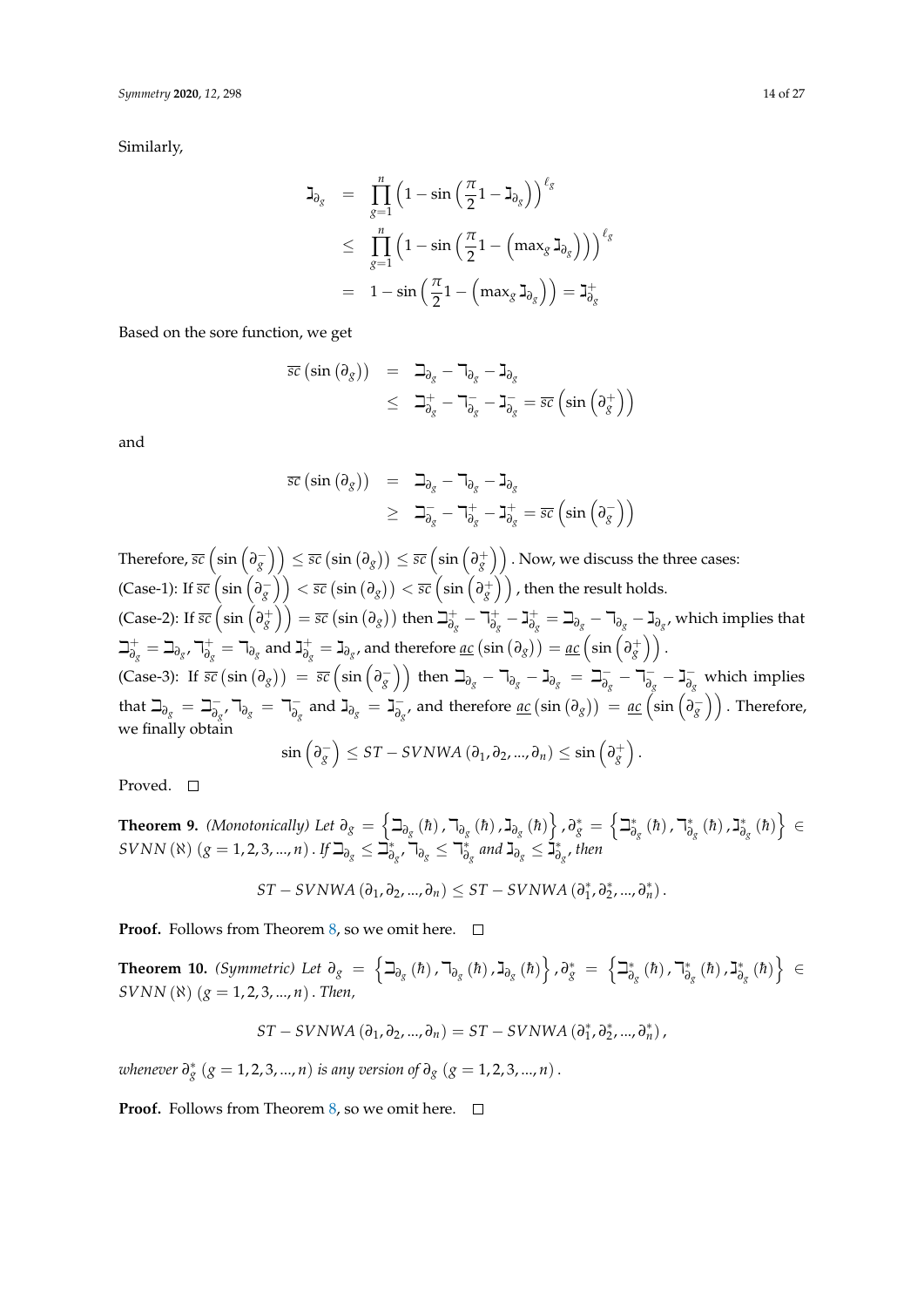Similarly,

$$
\begin{aligned}
ℷ_{\partial_g} &= \prod_{g=1}^{n}\left(1-\sin\left(\frac{\pi}{2}1-ℷ_{\partial_g}\right)\right)^{\ell_g} \\
&\leq \prod_{g=1}^{n}\left(1-\sin\left(\frac{\pi}{2}1-\left(\max_g ℷ_{\partial_g}\right)\right)\right)^{\ell_g} \\
&= 1-\sin\left(\frac{\pi}{2}1-\left(\max_g ℷ_{\partial_g}\right)\right) = ℷ_{\partial_g}^{+}
\end{aligned}
$$

Based on the sore function, we get

$$
\begin{aligned}
\overline{sc}\left(\sin\left(\partial_g\right)\right) &= ℶ_{\partial_g} - ℸ_{\partial_g} - ℷ_{\partial_g} \\
&\leq ℶ_{\partial_g}^{+} - ℸ_{\partial_g}^{-} - ℷ_{\partial_g}^{-} = \overline{sc}\left(\sin\left(\partial_g^{+}\right)\right)
\end{aligned}
$$

and

$$
\begin{aligned}
\overline{sc}\left(\sin\left(\partial_g\right)\right) &= ℶ_{\partial_g} - ℸ_{\partial_g} - ℷ_{\partial_g} \\
&\geq ℶ_{\partial_g}^{-} - ℸ_{\partial_g}^{+} - ℷ_{\partial_g}^{+} = \overline{sc}\left(\sin\left(\partial_g^{-}\right)\right)
\end{aligned}
$$

Therefore, $\overline{sc}\left(\sin\left(\partial_g^{-}\right)\right) \leq \overline{sc}\left(\sin\left(\partial_g\right)\right) \leq \overline{sc}\left(\sin\left(\partial_g^{+}\right)\right)$. Now, we discuss the three cases:
(Case-1): If $\overline{sc}\left(\sin\left(\partial_g^{-}\right)\right) < \overline{sc}\left(\sin\left(\partial_g\right)\right) < \overline{sc}\left(\sin\left(\partial_g^{+}\right)\right)$, then the result holds.
(Case-2): If $\overline{sc}\left(\sin\left(\partial_g^{+}\right)\right) = \overline{sc}\left(\sin\left(\partial_g\right)\right)$ then $ℶ_{\partial_g}^{+} - ℸ_{\partial_g}^{+} - ℷ_{\partial_g}^{+} = ℶ_{\partial_g} - ℸ_{\partial_g} - ℷ_{\partial_g}$, which implies that $ℶ_{\partial_g}^{+} = ℶ_{\partial_g}$, $ℸ_{\partial_g}^{+} = ℸ_{\partial_g}$ and $ℷ_{\partial_g}^{+} = ℷ_{\partial_g}$, and therefore $\underline{ac}\left(\sin\left(\partial_g\right)\right) = \underline{ac}\left(\sin\left(\partial_g^{+}\right)\right)$.
(Case-3): If $\overline{sc}\left(\sin\left(\partial_g\right)\right) = \overline{sc}\left(\sin\left(\partial_g^{-}\right)\right)$ then $ℶ_{\partial_g} - ℸ_{\partial_g} - ℷ_{\partial_g} = ℶ_{\partial_g}^{-} - ℸ_{\partial_g}^{-} - ℷ_{\partial_g}^{-}$ which implies that $ℶ_{\partial_g} = ℶ_{\partial_g}^{-}$, $ℸ_{\partial_g} = ℸ_{\partial_g}^{-}$ and $ℷ_{\partial_g} = ℷ_{\partial_g}^{-}$, and therefore $\underline{ac}\left(\sin\left(\partial_g\right)\right) = \underline{ac}\left(\sin\left(\partial_g^{-}\right)\right)$. Therefore, we finally obtain

$$
\sin\left(\partial_g^{-}\right) \leq ST-SVNWA\left(\partial_1, \partial_2, ..., \partial_n\right) \leq \sin\left(\partial_g^{+}\right).
$$

Proved. □

**Theorem 9.** *(Monotonically) Let* $\partial_g = \left\{ℶ_{\partial_g}(\hbar), ℸ_{\partial_g}(\hbar), ℷ_{\partial_g}(\hbar)\right\}, \partial_g^{*} = \left\{ℶ_{\partial_g}^{*}(\hbar), ℸ_{\partial_g}^{*}(\hbar), ℷ_{\partial_g}^{*}(\hbar)\right\} \in SVNN(\aleph)\ (g = 1,2,3,...,n)$. *If* $ℶ_{\partial_g} \leq ℶ_{\partial_g}^{*}$, $ℸ_{\partial_g} \leq ℸ_{\partial_g}^{*}$ *and* $ℷ_{\partial_g} \leq ℷ_{\partial_g}^{*}$, *then*

$$
ST-SVNWA\left(\partial_1, \partial_2, ..., \partial_n\right) \leq ST-SVNWA\left(\partial_1^{*}, \partial_2^{*}, ..., \partial_n^{*}\right).
$$

**Proof.** Follows from Theorem 8, so we omit here. □

**Theorem 10.** *(Symmetric) Let* $\partial_g = \left\{ℶ_{\partial_g}(\hbar), ℸ_{\partial_g}(\hbar), ℷ_{\partial_g}(\hbar)\right\}, \partial_g^{*} = \left\{ℶ_{\partial_g}^{*}(\hbar), ℸ_{\partial_g}^{*}(\hbar), ℷ_{\partial_g}^{*}(\hbar)\right\} \in SVNN(\aleph)\ (g = 1,2,3,...,n)$. *Then,*

$$
ST-SVNWA\left(\partial_1, \partial_2, ..., \partial_n\right) = ST-SVNWA\left(\partial_1^{*}, \partial_2^{*}, ..., \partial_n^{*}\right),
$$

*whenever* $\partial_g^{*}\ (g = 1,2,3,...,n)$ *is any version of* $\partial_g\ (g = 1,2,3,...,n)$.

**Proof.** Follows from Theorem 8, so we omit here. □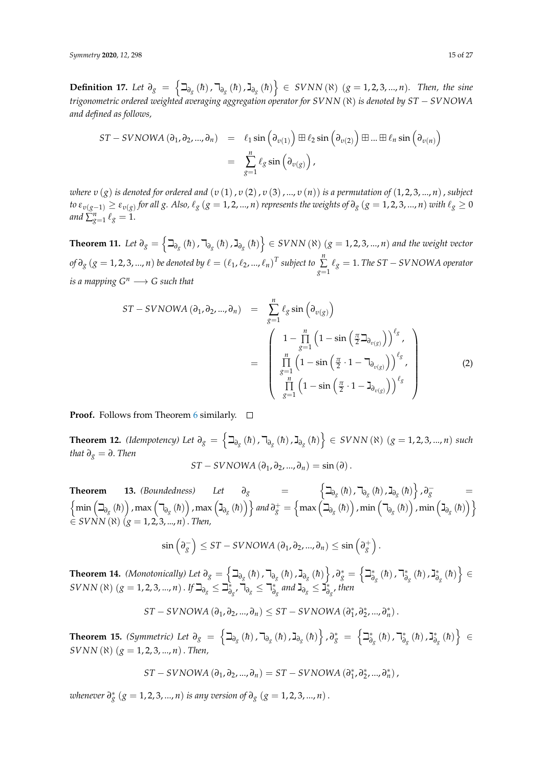**Definition 17.** *Let $\partial_g = \left\{ \beth_{\partial_g}(\hbar), \daleth_{\partial_g}(\hbar), \gimel_{\partial_g}(\hbar) \right\} \in SVNN(\aleph)$ $(g = 1, 2, 3, ..., n)$. Then, the sine trigonometric ordered weighted averaging aggregation operator for $SVNN(\aleph)$ is denoted by $ST - SVNOWA$ and defined as follows,*

$$
\begin{aligned}
ST - SVNOWA(\partial_1, \partial_2, ..., \partial_n) &= \ell_1 \sin\left(\partial_{v(1)}\right) \boxplus \ell_2 \sin\left(\partial_{v(2)}\right) \boxplus ... \boxplus \ell_n \sin\left(\partial_{v(n)}\right) \\
&= \sum_{g=1}^{n} \ell_g \sin\left(\partial_{v(g)}\right),
\end{aligned}
$$

*where $v(g)$ is denoted for ordered and $(v(1), v(2), v(3), ..., v(n))$ is a permutation of $(1, 2, 3, ..., n)$, subject to $\varepsilon_{v(g-1)} \geq \varepsilon_{v(g)}$ for all $g$. Also, $\ell_g$ $(g = 1, 2, ..., n)$ represents the weights of $\partial_g$ $(g = 1, 2, 3, ..., n)$ with $\ell_g \geq 0$ and $\sum_{g=1}^{n} \ell_g = 1$.*

**Theorem 11.** *Let $\partial_g = \left\{ \beth_{\partial_g}(\hbar), \daleth_{\partial_g}(\hbar), \gimel_{\partial_g}(\hbar) \right\} \in SVNN(\aleph)$ $(g = 1, 2, 3, ..., n)$ and the weight vector of $\partial_g$ $(g = 1, 2, 3, ..., n)$ be denoted by $\ell = (\ell_1, \ell_2, ..., \ell_n)^T$ subject to $\sum\limits_{g=1}^{n} \ell_g = 1$. The $ST - SVNOWA$ operator is a mapping $G^n \longrightarrow G$ such that*

$$
\begin{aligned}
ST - SVNOWA(\partial_1, \partial_2, ..., \partial_n) &= \sum_{g=1}^{n} \ell_g \sin\left(\partial_{v(g)}\right) \\
&= \begin{pmatrix}
1 - \prod\limits_{g=1}^{n} \left(1 - \sin\left(\frac{\pi}{2} \beth_{\partial_{v(g)}}\right)\right)^{\ell_g}, \\
\prod\limits_{g=1}^{n} \left(1 - \sin\left(\frac{\pi}{2} \cdot 1 - \daleth_{\partial_{v(g)}}\right)\right)^{\ell_g}, \\
\prod\limits_{g=1}^{n} \left(1 - \sin\left(\frac{\pi}{2} \cdot 1 - \gimel_{\partial_{v(g)}}\right)\right)^{\ell_g}
\end{pmatrix}
\end{aligned}
\tag{2}
$$

**Proof.** Follows from Theorem 6 similarly. □

**Theorem 12.** *(Idempotency) Let $\partial_g = \left\{ \beth_{\partial_g}(\hbar), \daleth_{\partial_g}(\hbar), \gimel_{\partial_g}(\hbar) \right\} \in SVNN(\aleph)$ $(g = 1, 2, 3, ..., n)$ such that $\partial_g = \partial$. Then*

$$ST - SVNOWA(\partial_1, \partial_2, ..., \partial_n) = \sin(\partial).$$

**Theorem 13.** *(Boundedness) Let $\partial_g = \left\{ \beth_{\partial_g}(\hbar), \daleth_{\partial_g}(\hbar), \gimel_{\partial_g}(\hbar) \right\}$, $\partial_g^- = \left\{ \min\left(\beth_{\partial_g}(\hbar)\right), \max\left(\daleth_{\partial_g}(\hbar)\right), \max\left(\gimel_{\partial_g}(\hbar)\right) \right\}$ and $\partial_g^+ = \left\{ \max\left(\beth_{\partial_g}(\hbar)\right), \min\left(\daleth_{\partial_g}(\hbar)\right), \min\left(\gimel_{\partial_g}(\hbar)\right) \right\}$ $\in SVNN(\aleph)$ $(g = 1, 2, 3, ..., n)$. Then,*

$$\sin\left(\partial_g^-\right) \leq ST - SVNOWA(\partial_1, \partial_2, ..., \partial_n) \leq \sin\left(\partial_g^+\right).$$

**Theorem 14.** *(Monotonically) Let $\partial_g = \left\{ \beth_{\partial_g}(\hbar), \daleth_{\partial_g}(\hbar), \gimel_{\partial_g}(\hbar) \right\}$, $\partial_g^* = \left\{ \beth_{\partial_g}^*(\hbar), \daleth_{\partial_g}^*(\hbar), \gimel_{\partial_g}^*(\hbar) \right\} \in SVNN(\aleph)$ $(g = 1, 2, 3, ..., n)$. If $\beth_{\partial_g} \leq \beth_{\partial_g}^*$, $\daleth_{\partial_g} \leq \daleth_{\partial_g}^*$ and $\gimel_{\partial_g} \leq \gimel_{\partial_g}^*$, then*

$$ST - SVNOWA(\partial_1, \partial_2, ..., \partial_n) \leq ST - SVNOWA(\partial_1^*, \partial_2^*, ..., \partial_n^*).$$

**Theorem 15.** *(Symmetric) Let $\partial_g = \left\{ \beth_{\partial_g}(\hbar), \daleth_{\partial_g}(\hbar), \gimel_{\partial_g}(\hbar) \right\}$, $\partial_g^* = \left\{ \beth_{\partial_g}^*(\hbar), \daleth_{\partial_g}^*(\hbar), \gimel_{\partial_g}^*(\hbar) \right\} \in SVNN(\aleph)$ $(g = 1, 2, 3, ..., n)$. Then,*

$$ST - SVNOWA(\partial_1, \partial_2, ..., \partial_n) = ST - SVNOWA(\partial_1^*, \partial_2^*, ..., \partial_n^*),$$

*whenever $\partial_g^*$ $(g = 1, 2, 3, ..., n)$ is any version of $\partial_g$ $(g = 1, 2, 3, ..., n)$.*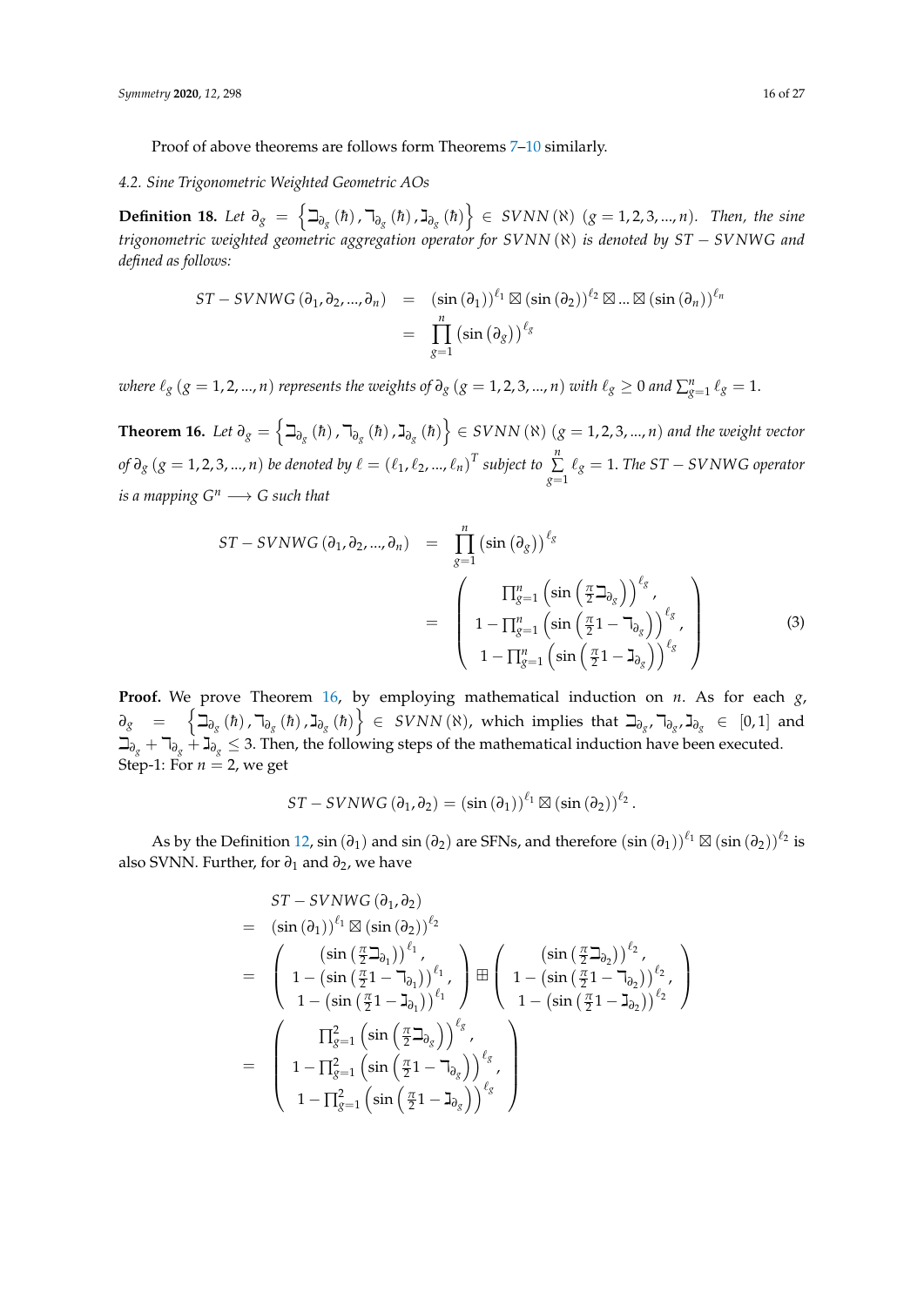Proof of above theorems are follows form Theorems 7–10 similarly.

### 4.2. Sine Trigonometric Weighted Geometric AOs

**Definition 18.** *Let* $\partial_g = \left\{ \beth_{\partial_g}(\hbar), \daleth_{\partial_g}(\hbar), \gimel_{\partial_g}(\hbar) \right\} \in SVNN(\aleph)$ $(g = 1, 2, 3, ..., n)$. *Then, the sine trigonometric weighted geometric aggregation operator for* $SVNN(\aleph)$ *is denoted by* $ST-SVNWG$ *and defined as follows:*

$$
\begin{aligned}
ST-SVNWG(\partial_1, \partial_2, ..., \partial_n) &= (\sin(\partial_1))^{\ell_1} \boxtimes (\sin(\partial_2))^{\ell_2} \boxtimes ... \boxtimes (\sin(\partial_n))^{\ell_n} \\
&= \prod_{g=1}^{n} (\sin(\partial_g))^{\ell_g}
\end{aligned}
$$

*where* $\ell_g$ $(g = 1, 2, ..., n)$ *represents the weights of* $\partial_g$ $(g = 1, 2, 3, ..., n)$ *with* $\ell_g \geq 0$ *and* $\sum_{g=1}^{n} \ell_g = 1$.

**Theorem 16.** *Let* $\partial_g = \left\{ \beth_{\partial_g}(\hbar), \daleth_{\partial_g}(\hbar), \gimel_{\partial_g}(\hbar) \right\} \in SVNN(\aleph)$ $(g = 1, 2, 3, ..., n)$ *and the weight vector of* $\partial_g$ $(g = 1, 2, 3, ..., n)$ *be denoted by* $\ell = (\ell_1, \ell_2, ..., \ell_n)^T$ *subject to* $\sum_{g=1}^{n} \ell_g = 1$. *The* $ST-SVNWG$ *operator is a mapping* $G^n \longrightarrow G$ *such that*

$$
\begin{aligned}
ST-SVNWG(\partial_1, \partial_2, ..., \partial_n) &= \prod_{g=1}^{n} (\sin(\partial_g))^{\ell_g} \\
&= \begin{pmatrix} \prod_{g=1}^{n} \left( \sin\left( \frac{\pi}{2} \beth_{\partial_g} \right) \right)^{\ell_g}, \\ 1 - \prod_{g=1}^{n} \left( \sin\left( \frac{\pi}{2} 1 - \daleth_{\partial_g} \right) \right)^{\ell_g}, \\ 1 - \prod_{g=1}^{n} \left( \sin\left( \frac{\pi}{2} 1 - \gimel_{\partial_g} \right) \right)^{\ell_g} \end{pmatrix}
\end{aligned} \tag{3}
$$

**Proof.** We prove Theorem 16, by employing mathematical induction on $n$. As for each $g$, $\partial_g = \left\{ \beth_{\partial_g}(\hbar), \daleth_{\partial_g}(\hbar), \gimel_{\partial_g}(\hbar) \right\} \in SVNN(\aleph)$, which implies that $\beth_{\partial_g}, \daleth_{\partial_g}, \gimel_{\partial_g} \in [0, 1]$ and $\beth_{\partial_g} + \daleth_{\partial_g} + \gimel_{\partial_g} \leq 3$. Then, the following steps of the mathematical induction have been executed.
Step-1: For $n = 2$, we get

$$
ST-SVNWG(\partial_1, \partial_2) = (\sin(\partial_1))^{\ell_1} \boxtimes (\sin(\partial_2))^{\ell_2}.
$$

As by the Definition 12, $\sin(\partial_1)$ and $\sin(\partial_2)$ are SFNs, and therefore $(\sin(\partial_1))^{\ell_1} \boxtimes (\sin(\partial_2))^{\ell_2}$ is also SVNN. Further, for $\partial_1$ and $\partial_2$, we have

$$
\begin{aligned}
& ST-SVNWG(\partial_1, \partial_2) \\
= \; & (\sin(\partial_1))^{\ell_1} \boxtimes (\sin(\partial_2))^{\ell_2} \\
= \; & \begin{pmatrix} \left( \sin\left( \frac{\pi}{2} \beth_{\partial_1} \right) \right)^{\ell_1}, \\ 1 - \left( \sin\left( \frac{\pi}{2} 1 - \daleth_{\partial_1} \right) \right)^{\ell_1}, \\ 1 - \left( \sin\left( \frac{\pi}{2} 1 - \gimel_{\partial_1} \right) \right)^{\ell_1} \end{pmatrix} \boxplus \begin{pmatrix} \left( \sin\left( \frac{\pi}{2} \beth_{\partial_2} \right) \right)^{\ell_2}, \\ 1 - \left( \sin\left( \frac{\pi}{2} 1 - \daleth_{\partial_2} \right) \right)^{\ell_2}, \\ 1 - \left( \sin\left( \frac{\pi}{2} 1 - \gimel_{\partial_2} \right) \right)^{\ell_2} \end{pmatrix} \\
= \; & \begin{pmatrix} \prod_{g=1}^{2} \left( \sin\left( \frac{\pi}{2} \beth_{\partial_g} \right) \right)^{\ell_g}, \\ 1 - \prod_{g=1}^{2} \left( \sin\left( \frac{\pi}{2} 1 - \daleth_{\partial_g} \right) \right)^{\ell_g}, \\ 1 - \prod_{g=1}^{2} \left( \sin\left( \frac{\pi}{2} 1 - \gimel_{\partial_g} \right) \right)^{\ell_g} \end{pmatrix}
\end{aligned}
$$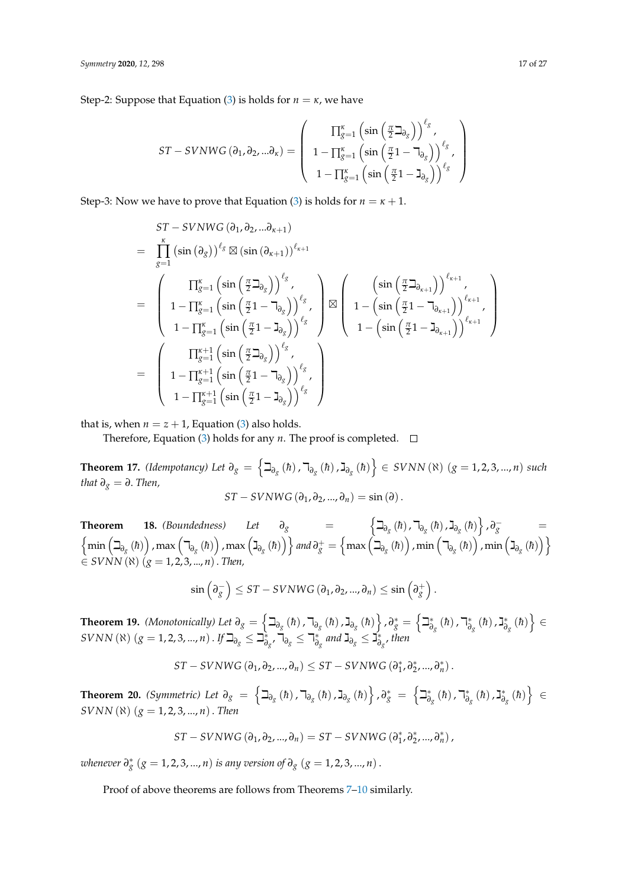Step-2: Suppose that Equation (3) is holds for $n = \kappa$, we have

$$ST - SVNWG(\partial_1, \partial_2, ...\partial_\kappa) = \begin{pmatrix} \prod_{g=1}^{\kappa} \left(\sin\left(\frac{\pi}{2}\beth_{\partial_g}\right)\right)^{\ell_g}, \\ 1 - \prod_{g=1}^{\kappa} \left(\sin\left(\frac{\pi}{2}1 - \daleth_{\partial_g}\right)\right)^{\ell_g}, \\ 1 - \prod_{g=1}^{\kappa} \left(\sin\left(\frac{\pi}{2}1 - \gimel_{\partial_g}\right)\right)^{\ell_g} \end{pmatrix}$$

Step-3: Now we have to prove that Equation (3) is holds for $n = \kappa + 1$.

$$\begin{aligned}
& ST - SVNWG(\partial_1, \partial_2, ...\partial_{\kappa+1}) \\
= & \prod_{g=1}^{\kappa} \left(\sin\left(\partial_g\right)\right)^{\ell_g} \boxtimes \left(\sin\left(\partial_{\kappa+1}\right)\right)^{\ell_{\kappa+1}} \\
= & \begin{pmatrix} \prod_{g=1}^{\kappa} \left(\sin\left(\frac{\pi}{2}\beth_{\partial_g}\right)\right)^{\ell_g}, \\ 1 - \prod_{g=1}^{\kappa} \left(\sin\left(\frac{\pi}{2}1 - \daleth_{\partial_g}\right)\right)^{\ell_g}, \\ 1 - \prod_{g=1}^{\kappa} \left(\sin\left(\frac{\pi}{2}1 - \gimel_{\partial_g}\right)\right)^{\ell_g} \end{pmatrix} \boxtimes \begin{pmatrix} \left(\sin\left(\frac{\pi}{2}\beth_{\partial_{\kappa+1}}\right)\right)^{\ell_{\kappa+1}}, \\ 1 - \left(\sin\left(\frac{\pi}{2}1 - \daleth_{\partial_{\kappa+1}}\right)\right)^{\ell_{\kappa+1}}, \\ 1 - \left(\sin\left(\frac{\pi}{2}1 - \gimel_{\partial_{\kappa+1}}\right)\right)^{\ell_{\kappa+1}} \end{pmatrix} \\
= & \begin{pmatrix} \prod_{g=1}^{\kappa+1} \left(\sin\left(\frac{\pi}{2}\beth_{\partial_g}\right)\right)^{\ell_g}, \\ 1 - \prod_{g=1}^{\kappa+1} \left(\sin\left(\frac{\pi}{2}1 - \daleth_{\partial_g}\right)\right)^{\ell_g}, \\ 1 - \prod_{g=1}^{\kappa+1} \left(\sin\left(\frac{\pi}{2}1 - \gimel_{\partial_g}\right)\right)^{\ell_g} \end{pmatrix}
\end{aligned}$$

that is, when $n = z + 1$, Equation (3) also holds.

Therefore, Equation (3) holds for any $n$. The proof is completed. □

**Theorem 17.** *(Idempotancy) Let* $\partial_g = \left\{\beth_{\partial_g}(\hbar), \daleth_{\partial_g}(\hbar), \gimel_{\partial_g}(\hbar)\right\} \in SVNN(\aleph)$ $(g = 1, 2, 3, ..., n)$ *such that* $\partial_g = \partial$. *Then,*

$$ST - SVNWG(\partial_1, \partial_2, ..., \partial_n) = \sin(\partial).$$

**Theorem 18.** *(Boundedness) Let* $\partial_g = \left\{\beth_{\partial_g}(\hbar), \daleth_{\partial_g}(\hbar), \gimel_{\partial_g}(\hbar)\right\}, \partial_g^- = \left\{\min\left(\beth_{\partial_g}(\hbar)\right), \max\left(\daleth_{\partial_g}(\hbar)\right), \max\left(\gimel_{\partial_g}(\hbar)\right)\right\}$ *and* $\partial_g^+ = \left\{\max\left(\beth_{\partial_g}(\hbar)\right), \min\left(\daleth_{\partial_g}(\hbar)\right), \min\left(\gimel_{\partial_g}(\hbar)\right)\right\}$ $\in SVNN(\aleph)$ $(g = 1, 2, 3, ..., n)$. *Then,*

$$\sin\left(\partial_g^-\right) \leq ST - SVNWG(\partial_1, \partial_2, ..., \partial_n) \leq \sin\left(\partial_g^+\right).$$

**Theorem 19.** *(Monotonically) Let* $\partial_g = \left\{\beth_{\partial_g}(\hbar), \daleth_{\partial_g}(\hbar), \gimel_{\partial_g}(\hbar)\right\}, \partial_g^* = \left\{\beth_{\partial_g}^*(\hbar), \daleth_{\partial_g}^*(\hbar), \gimel_{\partial_g}^*(\hbar)\right\} \in SVNN(\aleph)$ $(g = 1, 2, 3, ..., n)$. *If* $\beth_{\partial_g} \leq \beth_{\partial_g}^*$, $\daleth_{\partial_g} \leq \daleth_{\partial_g}^*$ *and* $\gimel_{\partial_g} \leq \gimel_{\partial_g}^*$, *then*

$$ST - SVNWG(\partial_1, \partial_2, ..., \partial_n) \leq ST - SVNWG(\partial_1^*, \partial_2^*, ..., \partial_n^*).$$

**Theorem 20.** *(Symmetric) Let* $\partial_g = \left\{\beth_{\partial_g}(\hbar), \daleth_{\partial_g}(\hbar), \gimel_{\partial_g}(\hbar)\right\}, \partial_g^* = \left\{\beth_{\partial_g}^*(\hbar), \daleth_{\partial_g}^*(\hbar), \gimel_{\partial_g}^*(\hbar)\right\} \in SVNN(\aleph)$ $(g = 1, 2, 3, ..., n)$. *Then*

$$ST - SVNWG(\partial_1, \partial_2, ..., \partial_n) = ST - SVNWG(\partial_1^*, \partial_2^*, ..., \partial_n^*),$$

*whenever* $\partial_g^*$ $(g = 1, 2, 3, ..., n)$ *is any version of* $\partial_g$ $(g = 1, 2, 3, ..., n)$.

Proof of above theorems are follows from Theorems 7–10 similarly.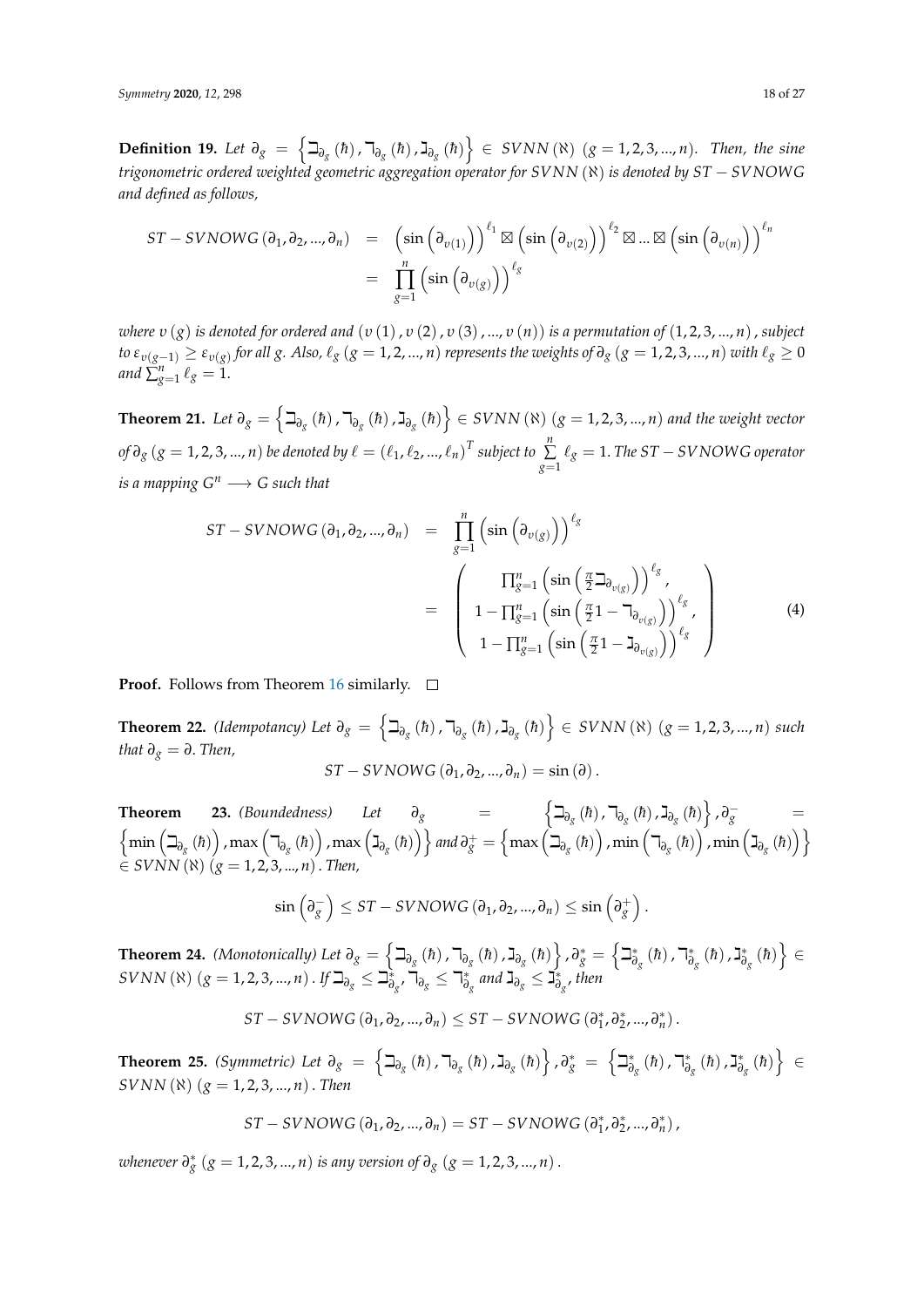**Definition 19.** *Let $\partial_g = \left\{ \beth_{\partial_g}(\hbar), \daleth_{\partial_g}(\hbar), \gimel_{\partial_g}(\hbar) \right\} \in SVNN(\aleph)$ $(g = 1, 2, 3, ..., n)$. Then, the sine trigonometric ordered weighted geometric aggregation operator for $SVNN(\aleph)$ is denoted by $ST - SVNOWG$ and defined as follows,*

$$
\begin{aligned}
ST - SVNOWG(\partial_1, \partial_2, ..., \partial_n) &= \left(\sin\left(\partial_{v(1)}\right)\right)^{\ell_1} \boxtimes \left(\sin\left(\partial_{v(2)}\right)\right)^{\ell_2} \boxtimes ... \boxtimes \left(\sin\left(\partial_{v(n)}\right)\right)^{\ell_n} \\
&= \prod_{g=1}^{n} \left(\sin\left(\partial_{v(g)}\right)\right)^{\ell_g}
\end{aligned}
$$

*where $v(g)$ is denoted for ordered and $(v(1), v(2), v(3), ..., v(n))$ is a permutation of $(1, 2, 3, ..., n)$, subject to $\varepsilon_{v(g-1)} \geq \varepsilon_{v(g)}$ for all $g$. Also, $\ell_g$ $(g = 1, 2, ..., n)$ represents the weights of $\partial_g$ $(g = 1, 2, 3, ..., n)$ with $\ell_g \geq 0$ and $\sum_{g=1}^{n} \ell_g = 1$.*

**Theorem 21.** *Let $\partial_g = \left\{ \beth_{\partial_g}(\hbar), \daleth_{\partial_g}(\hbar), \gimel_{\partial_g}(\hbar) \right\} \in SVNN(\aleph)$ $(g = 1, 2, 3, ..., n)$ and the weight vector of $\partial_g$ $(g = 1, 2, 3, ..., n)$ be denoted by $\ell = (\ell_1, \ell_2, ..., \ell_n)^T$ subject to $\sum\limits_{g=1}^{n} \ell_g = 1$. The $ST - SVNOWG$ operator is a mapping $G^n \longrightarrow G$ such that*

$$
\begin{aligned}
ST - SVNOWG(\partial_1, \partial_2, ..., \partial_n) &= \prod_{g=1}^{n} \left(\sin\left(\partial_{v(g)}\right)\right)^{\ell_g} \\
&= \begin{pmatrix} \prod_{g=1}^{n} \left(\sin\left(\frac{\pi}{2} \beth_{\partial_{v(g)}}\right)\right)^{\ell_g}, \\ 1 - \prod_{g=1}^{n} \left(\sin\left(\frac{\pi}{2} 1 - \daleth_{\partial_{v(g)}}\right)\right)^{\ell_g}, \\ 1 - \prod_{g=1}^{n} \left(\sin\left(\frac{\pi}{2} 1 - \gimel_{\partial_{v(g)}}\right)\right)^{\ell_g} \end{pmatrix}
\end{aligned} \tag{4}
$$

**Proof.** Follows from Theorem 16 similarly. □

**Theorem 22.** *(Idempotancy) Let $\partial_g = \left\{ \beth_{\partial_g}(\hbar), \daleth_{\partial_g}(\hbar), \gimel_{\partial_g}(\hbar) \right\} \in SVNN(\aleph)$ $(g = 1, 2, 3, ..., n)$ such that $\partial_g = \partial$. Then,*

$$ST - SVNOWG(\partial_1, \partial_2, ..., \partial_n) = \sin(\partial).$$

**Theorem 23.** *(Boundedness) Let $\partial_g = \left\{ \beth_{\partial_g}(\hbar), \daleth_{\partial_g}(\hbar), \gimel_{\partial_g}(\hbar) \right\}, \partial_g^- = \left\{ \min\left(\beth_{\partial_g}(\hbar)\right), \max\left(\daleth_{\partial_g}(\hbar)\right), \max\left(\gimel_{\partial_g}(\hbar)\right) \right\}$ and $\partial_g^+ = \left\{ \max\left(\beth_{\partial_g}(\hbar)\right), \min\left(\daleth_{\partial_g}(\hbar)\right), \min\left(\gimel_{\partial_g}(\hbar)\right) \right\}$ $\in SVNN(\aleph)$ $(g = 1, 2, 3, ..., n)$. Then,*

$$\sin\left(\partial_g^-\right) \leq ST - SVNOWG(\partial_1, \partial_2, ..., \partial_n) \leq \sin\left(\partial_g^+\right).$$

**Theorem 24.** *(Monotonically) Let $\partial_g = \left\{ \beth_{\partial_g}(\hbar), \daleth_{\partial_g}(\hbar), \gimel_{\partial_g}(\hbar) \right\}, \partial_g^* = \left\{ \beth_{\partial_g}^*(\hbar), \daleth_{\partial_g}^*(\hbar), \gimel_{\partial_g}^*(\hbar) \right\} \in SVNN(\aleph)$ $(g = 1, 2, 3, ..., n)$. If $\beth_{\partial_g} \leq \beth_{\partial_g}^*$, $\daleth_{\partial_g} \leq \daleth_{\partial_g}^*$ and $\gimel_{\partial_g} \leq \gimel_{\partial_g}^*$, then*

$$ST - SVNOWG(\partial_1, \partial_2, ..., \partial_n) \leq ST - SVNOWG(\partial_1^*, \partial_2^*, ..., \partial_n^*).$$

**Theorem 25.** *(Symmetric) Let $\partial_g = \left\{ \beth_{\partial_g}(\hbar), \daleth_{\partial_g}(\hbar), \gimel_{\partial_g}(\hbar) \right\}, \partial_g^* = \left\{ \beth_{\partial_g}^*(\hbar), \daleth_{\partial_g}^*(\hbar), \gimel_{\partial_g}^*(\hbar) \right\} \in SVNN(\aleph)$ $(g = 1, 2, 3, ..., n)$. Then*

$$ST - SVNOWG(\partial_1, \partial_2, ..., \partial_n) = ST - SVNOWG(\partial_1^*, \partial_2^*, ..., \partial_n^*),$$

*whenever $\partial_g^*$ $(g = 1, 2, 3, ..., n)$ is any version of $\partial_g$ $(g = 1, 2, 3, ..., n)$.*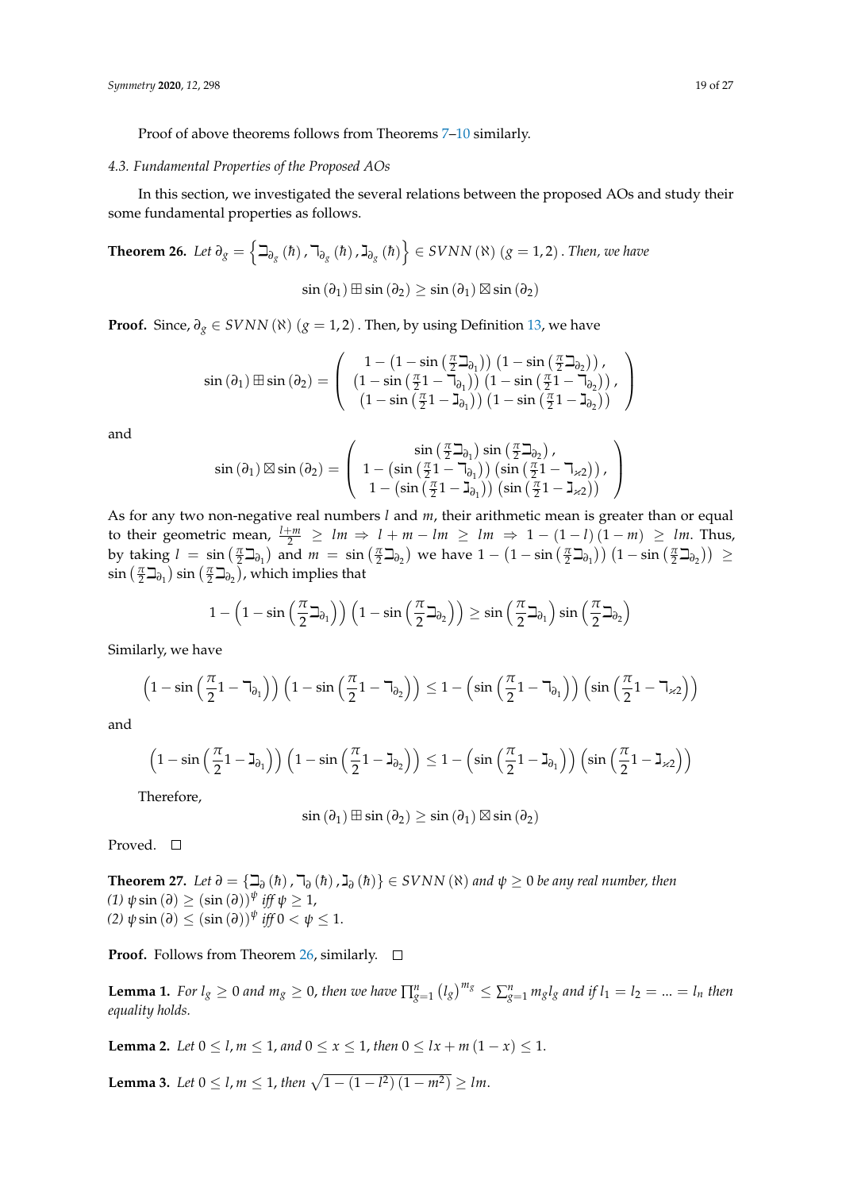Proof of above theorems follows from Theorems 7–10 similarly.

### 4.3. Fundamental Properties of the Proposed AOs

In this section, we investigated the several relations between the proposed AOs and study their some fundamental properties as follows.

**Theorem 26.** *Let $\partial_g = \left\{ \beth_{\partial_g}(\hbar), \daleth_{\partial_g}(\hbar), \gimel_{\partial_g}(\hbar) \right\} \in SVNN(\aleph)$ $(g = 1, 2)$. Then, we have*

$$\sin(\partial_1) \boxplus \sin(\partial_2) \geq \sin(\partial_1) \boxtimes \sin(\partial_2)$$

**Proof.** Since, $\partial_g \in SVNN(\aleph)$ $(g = 1, 2)$. Then, by using Definition 13, we have

$$\sin(\partial_1) \boxplus \sin(\partial_2) = \begin{pmatrix} 1 - \left(1 - \sin\left(\frac{\pi}{2}\beth_{\partial_1}\right)\right)\left(1 - \sin\left(\frac{\pi}{2}\beth_{\partial_2}\right)\right), \\ \left(1 - \sin\left(\frac{\pi}{2}1 - \daleth_{\partial_1}\right)\right)\left(1 - \sin\left(\frac{\pi}{2}1 - \daleth_{\partial_2}\right)\right), \\ \left(1 - \sin\left(\frac{\pi}{2}1 - \gimel_{\partial_1}\right)\right)\left(1 - \sin\left(\frac{\pi}{2}1 - \gimel_{\partial_2}\right)\right) \end{pmatrix}$$

and

$$\sin(\partial_1) \boxtimes \sin(\partial_2) = \begin{pmatrix} \sin\left(\frac{\pi}{2}\beth_{\partial_1}\right)\sin\left(\frac{\pi}{2}\beth_{\partial_2}\right), \\ 1 - \left(\sin\left(\frac{\pi}{2}1 - \daleth_{\partial_1}\right)\right)\left(\sin\left(\frac{\pi}{2}1 - \daleth_{\varkappa 2}\right)\right), \\ 1 - \left(\sin\left(\frac{\pi}{2}1 - \gimel_{\partial_1}\right)\right)\left(\sin\left(\frac{\pi}{2}1 - \gimel_{\varkappa 2}\right)\right) \end{pmatrix}$$

As for any two non-negative real numbers $l$ and $m$, their arithmetic mean is greater than or equal to their geometric mean, $\frac{l+m}{2} \geq lm \Rightarrow l + m - lm \geq lm \Rightarrow 1 - (1 - l)(1 - m) \geq lm$. Thus, by taking $l = \sin\left(\frac{\pi}{2}\beth_{\partial_1}\right)$ and $m = \sin\left(\frac{\pi}{2}\beth_{\partial_2}\right)$ we have $1 - \left(1 - \sin\left(\frac{\pi}{2}\beth_{\partial_1}\right)\right)\left(1 - \sin\left(\frac{\pi}{2}\beth_{\partial_2}\right)\right) \geq \sin\left(\frac{\pi}{2}\beth_{\partial_1}\right)\sin\left(\frac{\pi}{2}\beth_{\partial_2}\right)$, which implies that

$$1 - \left(1 - \sin\left(\frac{\pi}{2}\beth_{\partial_1}\right)\right)\left(1 - \sin\left(\frac{\pi}{2}\beth_{\partial_2}\right)\right) \geq \sin\left(\frac{\pi}{2}\beth_{\partial_1}\right)\sin\left(\frac{\pi}{2}\beth_{\partial_2}\right)$$

Similarly, we have

$$\left(1 - \sin\left(\frac{\pi}{2}1 - \daleth_{\partial_1}\right)\right)\left(1 - \sin\left(\frac{\pi}{2}1 - \daleth_{\partial_2}\right)\right) \leq 1 - \left(\sin\left(\frac{\pi}{2}1 - \daleth_{\partial_1}\right)\right)\left(\sin\left(\frac{\pi}{2}1 - \daleth_{\varkappa 2}\right)\right)$$

and

$$\left(1 - \sin\left(\frac{\pi}{2}1 - \gimel_{\partial_1}\right)\right)\left(1 - \sin\left(\frac{\pi}{2}1 - \gimel_{\partial_2}\right)\right) \leq 1 - \left(\sin\left(\frac{\pi}{2}1 - \gimel_{\partial_1}\right)\right)\left(\sin\left(\frac{\pi}{2}1 - \gimel_{\varkappa 2}\right)\right)$$

Therefore,

$$\sin(\partial_1) \boxplus \sin(\partial_2) \geq \sin(\partial_1) \boxtimes \sin(\partial_2)$$

Proved. □

**Theorem 27.** *Let $\partial = \{\beth_\partial(\hbar), \daleth_\partial(\hbar), \gimel_\partial(\hbar)\} \in SVNN(\aleph)$ and $\psi \geq 0$ be any real number, then*
*(1) $\psi \sin(\partial) \geq (\sin(\partial))^\psi$ iff $\psi \geq 1$,*
*(2) $\psi \sin(\partial) \leq (\sin(\partial))^\psi$ iff $0 < \psi \leq 1$.*

**Proof.** Follows from Theorem 26, similarly. □

**Lemma 1.** *For $l_g \geq 0$ and $m_g \geq 0$, then we have $\prod_{g=1}^{n}(l_g)^{m_g} \leq \sum_{g=1}^{n} m_g l_g$ and if $l_1 = l_2 = ... = l_n$ then equality holds.*

**Lemma 2.** *Let $0 \leq l, m \leq 1$, and $0 \leq x \leq 1$, then $0 \leq lx + m(1 - x) \leq 1$.*

**Lemma 3.** *Let $0 \leq l, m \leq 1$, then $\sqrt{1 - (1 - l^2)(1 - m^2)} \geq lm$.*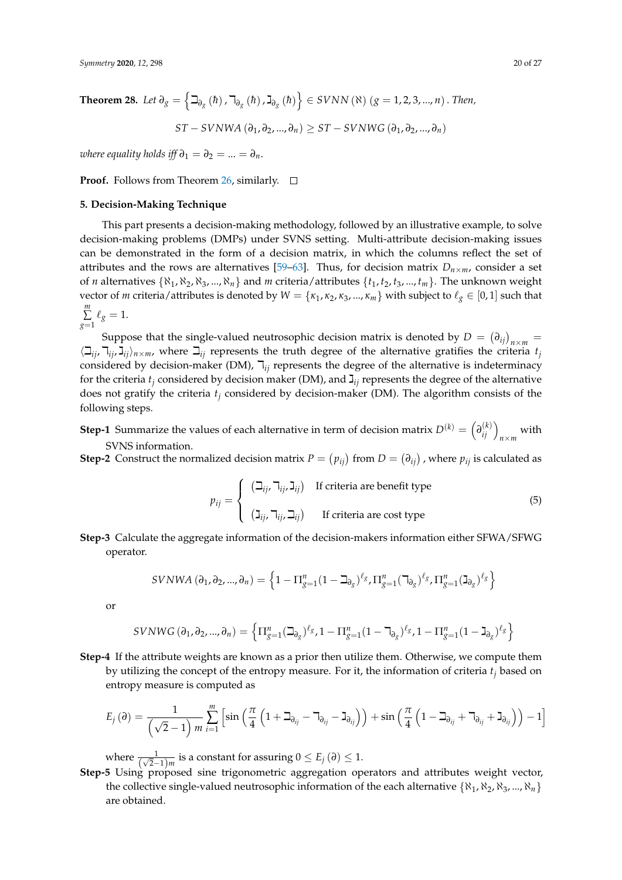**Theorem 28.** *Let* $\partial_g = \left\{ \beth_{\partial_g}(\hbar), \daleth_{\partial_g}(\hbar), \gimel_{\partial_g}(\hbar) \right\} \in SVNN(\aleph)$ $(g = 1, 2, 3, ..., n)$*. Then,*

$$ST - SVNWA(\partial_1, \partial_2, ..., \partial_n) \geq ST - SVNWG(\partial_1, \partial_2, ..., \partial_n)$$

*where equality holds iff* $\partial_1 = \partial_2 = ... = \partial_n$.

**Proof.** Follows from Theorem 26, similarly. □

## 5. Decision-Making Technique

This part presents a decision-making methodology, followed by an illustrative example, to solve decision-making problems (DMPs) under SVNS setting. Multi-attribute decision-making issues can be demonstrated in the form of a decision matrix, in which the columns reflect the set of attributes and the rows are alternatives [59–63]. Thus, for decision matrix $D_{n\times m}$, consider a set of $n$ alternatives $\{\aleph_1, \aleph_2, \aleph_3, ..., \aleph_n\}$ and $m$ criteria/attributes $\{t_1, t_2, t_3, ..., t_m\}$. The unknown weight vector of $m$ criteria/attributes is denoted by $W = \{\kappa_1, \kappa_2, \kappa_3, ..., \kappa_m\}$ with subject to $\ell_g \in [0, 1]$ such that $\sum_{g=1}^{m} \ell_g = 1$.

Suppose that the single-valued neutrosophic decision matrix is denoted by $D = (\partial_{ij})_{n\times m} = \langle \beth_{ij}, \daleth_{ij}, \gimel_{ij} \rangle_{n\times m}$, where $\beth_{ij}$ represents the truth degree of the alternative gratifies the criteria $t_j$ considered by decision-maker (DM), $\daleth_{ij}$ represents the degree of the alternative is indeterminacy for the criteria $t_j$ considered by decision maker (DM), and $\gimel_{ij}$ represents the degree of the alternative does not gratify the criteria $t_j$ considered by decision-maker (DM). The algorithm consists of the following steps.

**Step-1** Summarize the values of each alternative in term of decision matrix $D^{(k)} = \left(\partial_{ij}^{(k)}\right)_{n\times m}$ with SVNS information.

**Step-2** Construct the normalized decision matrix $P = (p_{ij})$ from $D = (\partial_{ij})$, where $p_{ij}$ is calculated as

$$p_{ij} = \begin{cases} (\beth_{ij}, \daleth_{ij}, \gimel_{ij}) & \text{If criteria are benefit type} \\ (\gimel_{ij}, \daleth_{ij}, \beth_{ij}) & \text{If criteria are cost type} \end{cases} \tag{5}$$

**Step-3** Calculate the aggregate information of the decision-makers information either SFWA/SFWG operator.

$$SVNWA(\partial_1, \partial_2, ..., \partial_n) = \left\{ 1 - \Pi_{g=1}^{n}(1 - \beth_{\partial_g})^{\ell_g}, \Pi_{g=1}^{n}(\daleth_{\partial_g})^{\ell_g}, \Pi_{g=1}^{n}(\gimel_{\partial_g})^{\ell_g} \right\}$$

or

$$SVNWG(\partial_1, \partial_2, ..., \partial_n) = \left\{ \Pi_{g=1}^{n}(\beth_{\partial_g})^{\ell_g}, 1 - \Pi_{g=1}^{n}(1 - \daleth_{\partial_g})^{\ell_g}, 1 - \Pi_{g=1}^{n}(1 - \gimel_{\partial_g})^{\ell_g} \right\}$$

**Step-4** If the attribute weights are known as a prior then utilize them. Otherwise, we compute them by utilizing the concept of the entropy measure. For it, the information of criteria $t_j$ based on entropy measure is computed as

$$E_j(\partial) = \frac{1}{\left(\sqrt{2} - 1\right) m} \sum_{i=1}^{m} \left[ \sin\left( \frac{\pi}{4}\left(1 + \beth_{\partial_{ij}} - \daleth_{\partial_{ij}} - \gimel_{\partial_{ij}}\right) \right) + \sin\left( \frac{\pi}{4}\left(1 - \beth_{\partial_{ij}} + \daleth_{\partial_{ij}} + \gimel_{\partial_{ij}}\right) \right) - 1 \right]$$

where $\frac{1}{(\sqrt{2}-1)m}$ is a constant for assuring $0 \leq E_j(\partial) \leq 1$.

**Step-5** Using proposed sine trigonometric aggregation operators and attributes weight vector, the collective single-valued neutrosophic information of the each alternative $\{\aleph_1, \aleph_2, \aleph_3, ..., \aleph_n\}$ are obtained.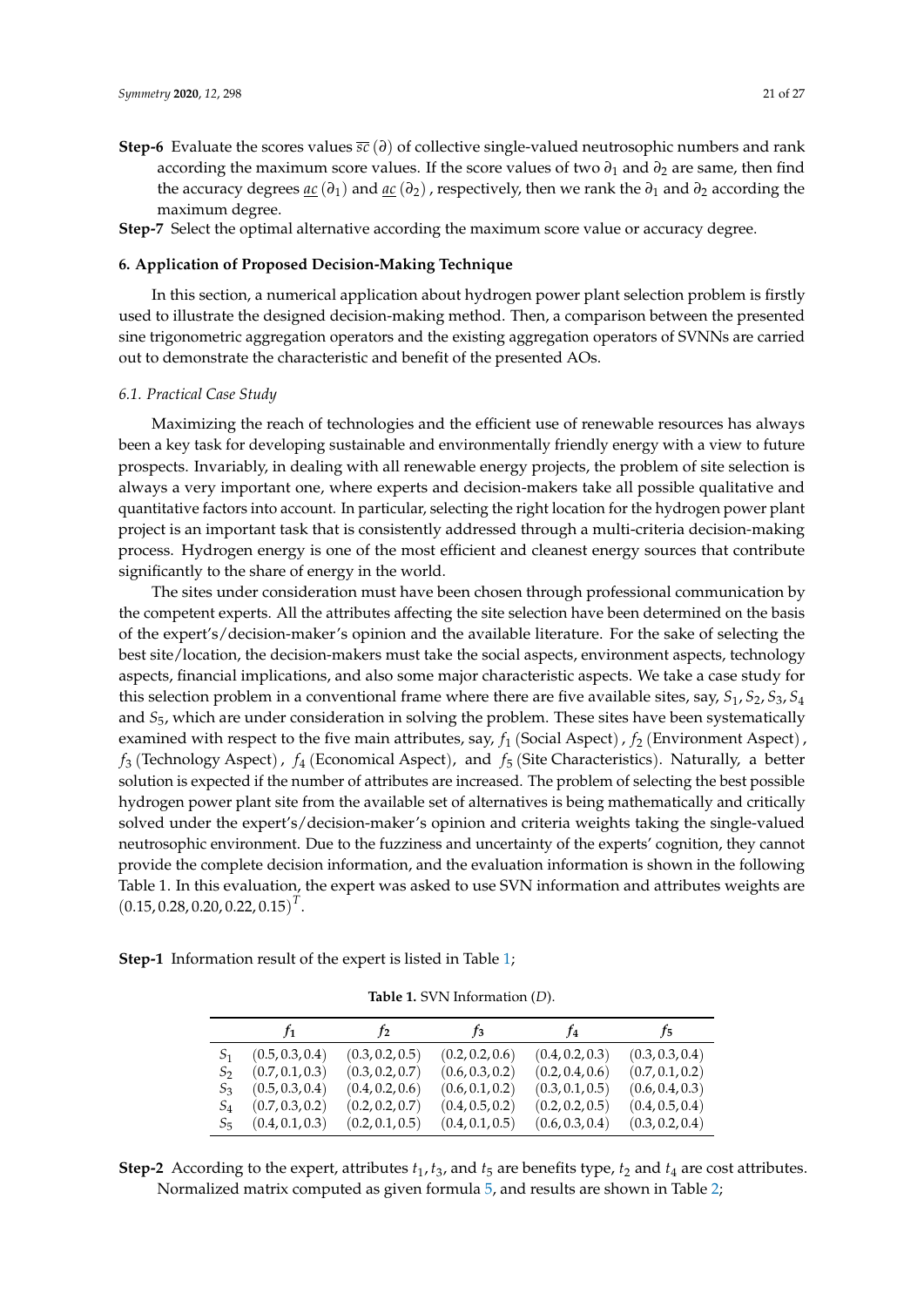**Step-6** Evaluate the scores values $\overline{sc}(\partial)$ of collective single-valued neutrosophic numbers and rank according the maximum score values. If the score values of two $\partial_1$ and $\partial_2$ are same, then find the accuracy degrees $\underline{ac}(\partial_1)$ and $\underline{ac}(\partial_2)$, respectively, then we rank the $\partial_1$ and $\partial_2$ according the maximum degree.

**Step-7** Select the optimal alternative according the maximum score value or accuracy degree.

## 6. Application of Proposed Decision-Making Technique

In this section, a numerical application about hydrogen power plant selection problem is firstly used to illustrate the designed decision-making method. Then, a comparison between the presented sine trigonometric aggregation operators and the existing aggregation operators of SVNNs are carried out to demonstrate the characteristic and benefit of the presented AOs.

### 6.1. Practical Case Study

Maximizing the reach of technologies and the efficient use of renewable resources has always been a key task for developing sustainable and environmentally friendly energy with a view to future prospects. Invariably, in dealing with all renewable energy projects, the problem of site selection is always a very important one, where experts and decision-makers take all possible qualitative and quantitative factors into account. In particular, selecting the right location for the hydrogen power plant project is an important task that is consistently addressed through a multi-criteria decision-making process. Hydrogen energy is one of the most efficient and cleanest energy sources that contribute significantly to the share of energy in the world.

The sites under consideration must have been chosen through professional communication by the competent experts. All the attributes affecting the site selection have been determined on the basis of the expert's/decision-maker's opinion and the available literature. For the sake of selecting the best site/location, the decision-makers must take the social aspects, environment aspects, technology aspects, financial implications, and also some major characteristic aspects. We take a case study for this selection problem in a conventional frame where there are five available sites, say, $S_1, S_2, S_3, S_4$ and $S_5$, which are under consideration in solving the problem. These sites have been systematically examined with respect to the five main attributes, say, $f_1$ (Social Aspect), $f_2$ (Environment Aspect), $f_3$ (Technology Aspect), $f_4$ (Economical Aspect), and $f_5$ (Site Characteristics). Naturally, a better solution is expected if the number of attributes are increased. The problem of selecting the best possible hydrogen power plant site from the available set of alternatives is being mathematically and critically solved under the expert's/decision-maker's opinion and criteria weights taking the single-valued neutrosophic environment. Due to the fuzziness and uncertainty of the experts' cognition, they cannot provide the complete decision information, and the evaluation information is shown in the following Table 1. In this evaluation, the expert was asked to use SVN information and attributes weights are $(0.15, 0.28, 0.20, 0.22, 0.15)^T$.

**Step-1** Information result of the expert is listed in Table 1;

**Table 1.** SVN Information ($D$).

| | $f_1$ | $f_2$ | $f_3$ | $f_4$ | $f_5$ |
|---|---|---|---|---|---|
| $S_1$ | $(0.5, 0.3, 0.4)$ | $(0.3, 0.2, 0.5)$ | $(0.2, 0.2, 0.6)$ | $(0.4, 0.2, 0.3)$ | $(0.3, 0.3, 0.4)$ |
| $S_2$ | $(0.7, 0.1, 0.3)$ | $(0.3, 0.2, 0.7)$ | $(0.6, 0.3, 0.2)$ | $(0.2, 0.4, 0.6)$ | $(0.7, 0.1, 0.2)$ |
| $S_3$ | $(0.5, 0.3, 0.4)$ | $(0.4, 0.2, 0.6)$ | $(0.6, 0.1, 0.2)$ | $(0.3, 0.1, 0.5)$ | $(0.6, 0.4, 0.3)$ |
| $S_4$ | $(0.7, 0.3, 0.2)$ | $(0.2, 0.2, 0.7)$ | $(0.4, 0.5, 0.2)$ | $(0.2, 0.2, 0.5)$ | $(0.4, 0.5, 0.4)$ |
| $S_5$ | $(0.4, 0.1, 0.3)$ | $(0.2, 0.1, 0.5)$ | $(0.4, 0.1, 0.5)$ | $(0.6, 0.3, 0.4)$ | $(0.3, 0.2, 0.4)$ |

**Step-2** According to the expert, attributes $t_1, t_3$, and $t_5$ are benefits type, $t_2$ and $t_4$ are cost attributes. Normalized matrix computed as given formula 5, and results are shown in Table 2;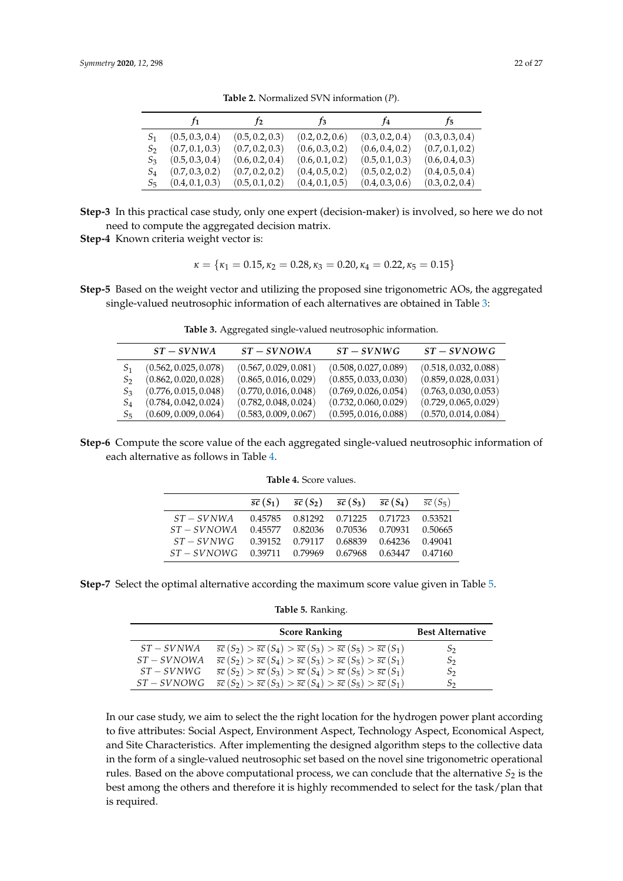**Table 2.** Normalized SVN information ($P$).

| | $f_1$ | $f_2$ | $f_3$ | $f_4$ | $f_5$ |
|---|---|---|---|---|---|
| $S_1$ | $(0.5, 0.3, 0.4)$ | $(0.5, 0.2, 0.3)$ | $(0.2, 0.2, 0.6)$ | $(0.3, 0.2, 0.4)$ | $(0.3, 0.3, 0.4)$ |
| $S_2$ | $(0.7, 0.1, 0.3)$ | $(0.7, 0.2, 0.3)$ | $(0.6, 0.3, 0.2)$ | $(0.6, 0.4, 0.2)$ | $(0.7, 0.1, 0.2)$ |
| $S_3$ | $(0.5, 0.3, 0.4)$ | $(0.6, 0.2, 0.4)$ | $(0.6, 0.1, 0.2)$ | $(0.5, 0.1, 0.3)$ | $(0.6, 0.4, 0.3)$ |
| $S_4$ | $(0.7, 0.3, 0.2)$ | $(0.7, 0.2, 0.2)$ | $(0.4, 0.5, 0.2)$ | $(0.5, 0.2, 0.2)$ | $(0.4, 0.5, 0.4)$ |
| $S_5$ | $(0.4, 0.1, 0.3)$ | $(0.5, 0.1, 0.2)$ | $(0.4, 0.1, 0.5)$ | $(0.4, 0.3, 0.6)$ | $(0.3, 0.2, 0.4)$ |

**Step-3** In this practical case study, only one expert (decision-maker) is involved, so here we do not need to compute the aggregated decision matrix.

**Step-4** Known criteria weight vector is:

$$\kappa = \{\kappa_1 = 0.15, \kappa_2 = 0.28, \kappa_3 = 0.20, \kappa_4 = 0.22, \kappa_5 = 0.15\}$$

**Step-5** Based on the weight vector and utilizing the proposed sine trigonometric AOs, the aggregated single-valued neutrosophic information of each alternatives are obtained in Table 3:

**Table 3.** Aggregated single-valued neutrosophic information.

| | $ST-SVNWA$ | $ST-SVNOWA$ | $ST-SVNWG$ | $ST-SVNOWG$ |
|---|---|---|---|---|
| $S_1$ | $(0.562, 0.025, 0.078)$ | $(0.567, 0.029, 0.081)$ | $(0.508, 0.027, 0.089)$ | $(0.518, 0.032, 0.088)$ |
| $S_2$ | $(0.862, 0.020, 0.028)$ | $(0.865, 0.016, 0.029)$ | $(0.855, 0.033, 0.030)$ | $(0.859, 0.028, 0.031)$ |
| $S_3$ | $(0.776, 0.015, 0.048)$ | $(0.770, 0.016, 0.048)$ | $(0.769, 0.026, 0.054)$ | $(0.763, 0.030, 0.053)$ |
| $S_4$ | $(0.784, 0.042, 0.024)$ | $(0.782, 0.048, 0.024)$ | $(0.732, 0.060, 0.029)$ | $(0.729, 0.065, 0.029)$ |
| $S_5$ | $(0.609, 0.009, 0.064)$ | $(0.583, 0.009, 0.067)$ | $(0.595, 0.016, 0.088)$ | $(0.570, 0.014, 0.084)$ |

**Step-6** Compute the score value of the each aggregated single-valued neutrosophic information of each alternative as follows in Table 4.

**Table 4.** Score values.

| | $\overline{sc}(S_1)$ | $\overline{sc}(S_2)$ | $\overline{sc}(S_3)$ | $\overline{sc}(S_4)$ | $\overline{sc}(S_5)$ |
|---|---|---|---|---|---|
| $ST-SVNWA$ | 0.45785 | 0.81292 | 0.71225 | 0.71723 | 0.53521 |
| $ST-SVNOWA$ | 0.45577 | 0.82036 | 0.70536 | 0.70931 | 0.50665 |
| $ST-SVNWG$ | 0.39152 | 0.79117 | 0.68839 | 0.64236 | 0.49041 |
| $ST-SVNOWG$ | 0.39711 | 0.79969 | 0.67968 | 0.63447 | 0.47160 |

**Step-7** Select the optimal alternative according the maximum score value given in Table 5.

**Table 5.** Ranking.

| | Score Ranking | Best Alternative |
|---|---|---|
| $ST-SVNWA$ | $\overline{sc}(S_2) > \overline{sc}(S_4) > \overline{sc}(S_3) > \overline{sc}(S_5) > \overline{sc}(S_1)$ | $S_2$ |
| $ST-SVNOWA$ | $\overline{sc}(S_2) > \overline{sc}(S_4) > \overline{sc}(S_3) > \overline{sc}(S_5) > \overline{sc}(S_1)$ | $S_2$ |
| $ST-SVNWG$ | $\overline{sc}(S_2) > \overline{sc}(S_3) > \overline{sc}(S_4) > \overline{sc}(S_5) > \overline{sc}(S_1)$ | $S_2$ |
| $ST-SVNOWG$ | $\overline{sc}(S_2) > \overline{sc}(S_3) > \overline{sc}(S_4) > \overline{sc}(S_5) > \overline{sc}(S_1)$ | $S_2$ |

In our case study, we aim to select the the right location for the hydrogen power plant according to five attributes: Social Aspect, Environment Aspect, Technology Aspect, Economical Aspect, and Site Characteristics. After implementing the designed algorithm steps to the collective data in the form of a single-valued neutrosophic set based on the novel sine trigonometric operational rules. Based on the above computational process, we can conclude that the alternative $S_2$ is the best among the others and therefore it is highly recommended to select for the task/plan that is required.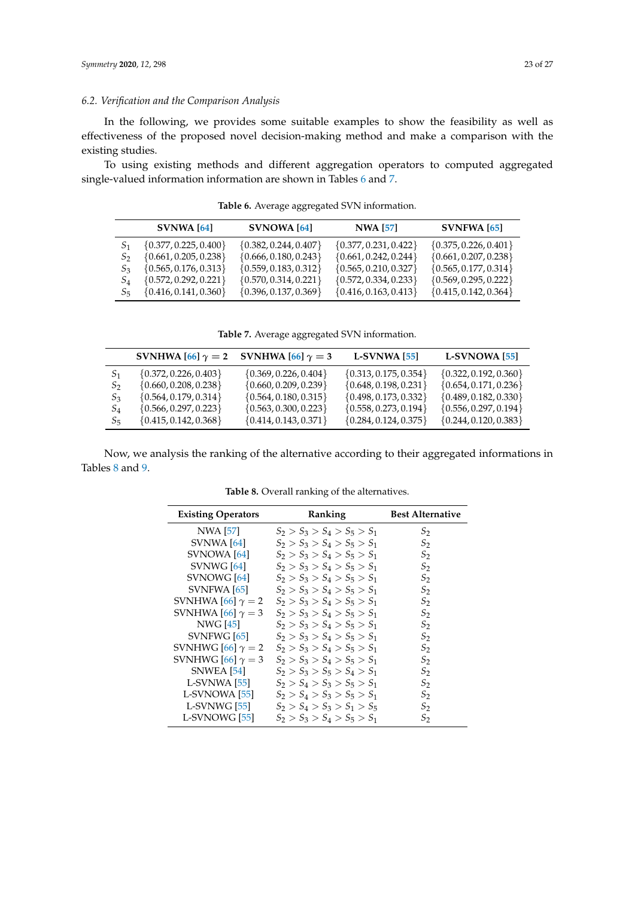### 6.2. Verification and the Comparison Analysis

In the following, we provides some suitable examples to show the feasibility as well as effectiveness of the proposed novel decision-making method and make a comparison with the existing studies.

To using existing methods and different aggregation operators to computed aggregated single-valued information information are shown in Tables 6 and 7.

**Table 6.** Average aggregated SVN information.

| | SVNWA [64] | SVNOWA [64] | NWA [57] | SVNFWA [65] |
|---|---|---|---|---|
| $S_1$ | $\{0.377, 0.225, 0.400\}$ | $\{0.382, 0.244, 0.407\}$ | $\{0.377, 0.231, 0.422\}$ | $\{0.375, 0.226, 0.401\}$ |
| $S_2$ | $\{0.661, 0.205, 0.238\}$ | $\{0.666, 0.180, 0.243\}$ | $\{0.661, 0.242, 0.244\}$ | $\{0.661, 0.207, 0.238\}$ |
| $S_3$ | $\{0.565, 0.176, 0.313\}$ | $\{0.559, 0.183, 0.312\}$ | $\{0.565, 0.210, 0.327\}$ | $\{0.565, 0.177, 0.314\}$ |
| $S_4$ | $\{0.572, 0.292, 0.221\}$ | $\{0.570, 0.314, 0.221\}$ | $\{0.572, 0.334, 0.233\}$ | $\{0.569, 0.295, 0.222\}$ |
| $S_5$ | $\{0.416, 0.141, 0.360\}$ | $\{0.396, 0.137, 0.369\}$ | $\{0.416, 0.163, 0.413\}$ | $\{0.415, 0.142, 0.364\}$ |

**Table 7.** Average aggregated SVN information.

| | SVNHWA [66] $\gamma = 2$ | SVNHWA [66] $\gamma = 3$ | L-SVNWA [55] | L-SVNOWA [55] |
|---|---|---|---|---|
| $S_1$ | $\{0.372, 0.226, 0.403\}$ | $\{0.369, 0.226, 0.404\}$ | $\{0.313, 0.175, 0.354\}$ | $\{0.322, 0.192, 0.360\}$ |
| $S_2$ | $\{0.660, 0.208, 0.238\}$ | $\{0.660, 0.209, 0.239\}$ | $\{0.648, 0.198, 0.231\}$ | $\{0.654, 0.171, 0.236\}$ |
| $S_3$ | $\{0.564, 0.179, 0.314\}$ | $\{0.564, 0.180, 0.315\}$ | $\{0.498, 0.173, 0.332\}$ | $\{0.489, 0.182, 0.330\}$ |
| $S_4$ | $\{0.566, 0.297, 0.223\}$ | $\{0.563, 0.300, 0.223\}$ | $\{0.558, 0.273, 0.194\}$ | $\{0.556, 0.297, 0.194\}$ |
| $S_5$ | $\{0.415, 0.142, 0.368\}$ | $\{0.414, 0.143, 0.371\}$ | $\{0.284, 0.124, 0.375\}$ | $\{0.244, 0.120, 0.383\}$ |

Now, we analysis the ranking of the alternative according to their aggregated informations in Tables 8 and 9.

**Table 8.** Overall ranking of the alternatives.

| Existing Operators | Ranking | Best Alternative |
|---|---|---|
| NWA [57] | $S_2 > S_3 > S_4 > S_5 > S_1$ | $S_2$ |
| SVNWA [64] | $S_2 > S_3 > S_4 > S_5 > S_1$ | $S_2$ |
| SVNOWA [64] | $S_2 > S_3 > S_4 > S_5 > S_1$ | $S_2$ |
| SVNWG [64] | $S_2 > S_3 > S_4 > S_5 > S_1$ | $S_2$ |
| SVNOWG [64] | $S_2 > S_3 > S_4 > S_5 > S_1$ | $S_2$ |
| SVNFWA [65] | $S_2 > S_3 > S_4 > S_5 > S_1$ | $S_2$ |
| SVNHWA [66] $\gamma = 2$ | $S_2 > S_3 > S_4 > S_5 > S_1$ | $S_2$ |
| SVNHWA [66] $\gamma = 3$ | $S_2 > S_3 > S_4 > S_5 > S_1$ | $S_2$ |
| NWG [45] | $S_2 > S_3 > S_4 > S_5 > S_1$ | $S_2$ |
| SVNFWG [65] | $S_2 > S_3 > S_4 > S_5 > S_1$ | $S_2$ |
| SVNHWG [66] $\gamma = 2$ | $S_2 > S_3 > S_4 > S_5 > S_1$ | $S_2$ |
| SVNHWG [66] $\gamma = 3$ | $S_2 > S_3 > S_4 > S_5 > S_1$ | $S_2$ |
| SNWEA [54] | $S_2 > S_3 > S_5 > S_4 > S_1$ | $S_2$ |
| L-SVNWA [55] | $S_2 > S_4 > S_3 > S_5 > S_1$ | $S_2$ |
| L-SVNOWA [55] | $S_2 > S_4 > S_3 > S_5 > S_1$ | $S_2$ |
| L-SVNWG [55] | $S_2 > S_4 > S_3 > S_1 > S_5$ | $S_2$ |
| L-SVNOWG [55] | $S_2 > S_3 > S_4 > S_5 > S_1$ | $S_2$ |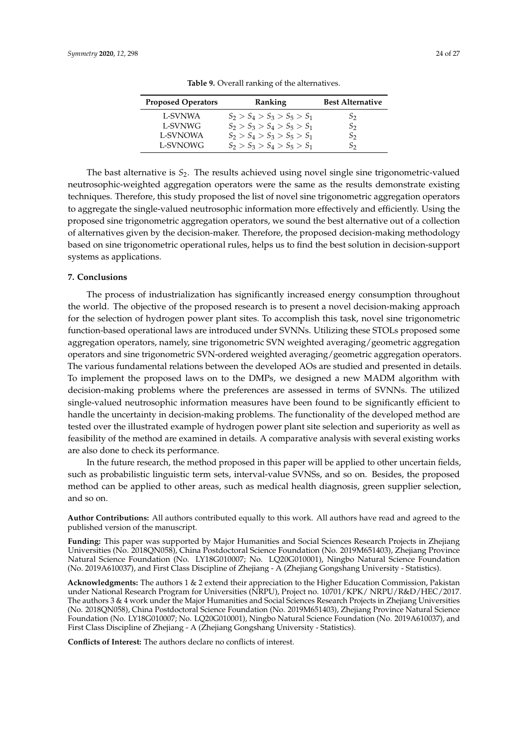**Table 9.** Overall ranking of the alternatives.

| Proposed Operators | Ranking | Best Alternative |
|---|---|---|
| L-SVNWA | $S_2 > S_4 > S_3 > S_5 > S_1$ | $S_2$ |
| L-SVNWG | $S_2 > S_3 > S_4 > S_5 > S_1$ | $S_2$ |
| L-SVNOWA | $S_2 > S_4 > S_3 > S_5 > S_1$ | $S_2$ |
| L-SVNOWG | $S_2 > S_3 > S_4 > S_5 > S_1$ | $S_2$ |

The bast alternative is $S_2$. The results achieved using novel single sine trigonometric-valued neutrosophic-weighted aggregation operators were the same as the results demonstrate existing techniques. Therefore, this study proposed the list of novel sine trigonometric aggregation operators to aggregate the single-valued neutrosophic information more effectively and efficiently. Using the proposed sine trigonometric aggregation operators, we sound the best alternative out of a collection of alternatives given by the decision-maker. Therefore, the proposed decision-making methodology based on sine trigonometric operational rules, helps us to find the best solution in decision-support systems as applications.

## 7. Conclusions

The process of industrialization has significantly increased energy consumption throughout the world. The objective of the proposed research is to present a novel decision-making approach for the selection of hydrogen power plant sites. To accomplish this task, novel sine trigonometric function-based operational laws are introduced under SVNNs. Utilizing these STOLs proposed some aggregation operators, namely, sine trigonometric SVN weighted averaging/geometric aggregation operators and sine trigonometric SVN-ordered weighted averaging/geometric aggregation operators. The various fundamental relations between the developed AOs are studied and presented in details. To implement the proposed laws on to the DMPs, we designed a new MADM algorithm with decision-making problems where the preferences are assessed in terms of SVNNs. The utilized single-valued neutrosophic information measures have been found to be significantly efficient to handle the uncertainty in decision-making problems. The functionality of the developed method are tested over the illustrated example of hydrogen power plant site selection and superiority as well as feasibility of the method are examined in details. A comparative analysis with several existing works are also done to check its performance.

In the future research, the method proposed in this paper will be applied to other uncertain fields, such as probabilistic linguistic term sets, interval-value SVNSs, and so on. Besides, the proposed method can be applied to other areas, such as medical health diagnosis, green supplier selection, and so on.

**Author Contributions:** All authors contributed equally to this work. All authors have read and agreed to the published version of the manuscript.

**Funding:** This paper was supported by Major Humanities and Social Sciences Research Projects in Zhejiang Universities (No. 2018QN058), China Postdoctoral Science Foundation (No. 2019M651403), Zhejiang Province Natural Science Foundation (No. LY18G010007; No. LQ20G010001), Ningbo Natural Science Foundation (No. 2019A610037), and First Class Discipline of Zhejiang - A (Zhejiang Gongshang University - Statistics).

**Acknowledgments:** The authors 1 & 2 extend their appreciation to the Higher Education Commission, Pakistan under National Research Program for Universities (NRPU), Project no. 10701/KPK/ NRPU/R&D/HEC/2017. The authors 3 & 4 work under the Major Humanities and Social Sciences Research Projects in Zhejiang Universities (No. 2018QN058), China Postdoctoral Science Foundation (No. 2019M651403), Zhejiang Province Natural Science Foundation (No. LY18G010007; No. LQ20G010001), Ningbo Natural Science Foundation (No. 2019A610037), and First Class Discipline of Zhejiang - A (Zhejiang Gongshang University - Statistics).

**Conflicts of Interest:** The authors declare no conflicts of interest.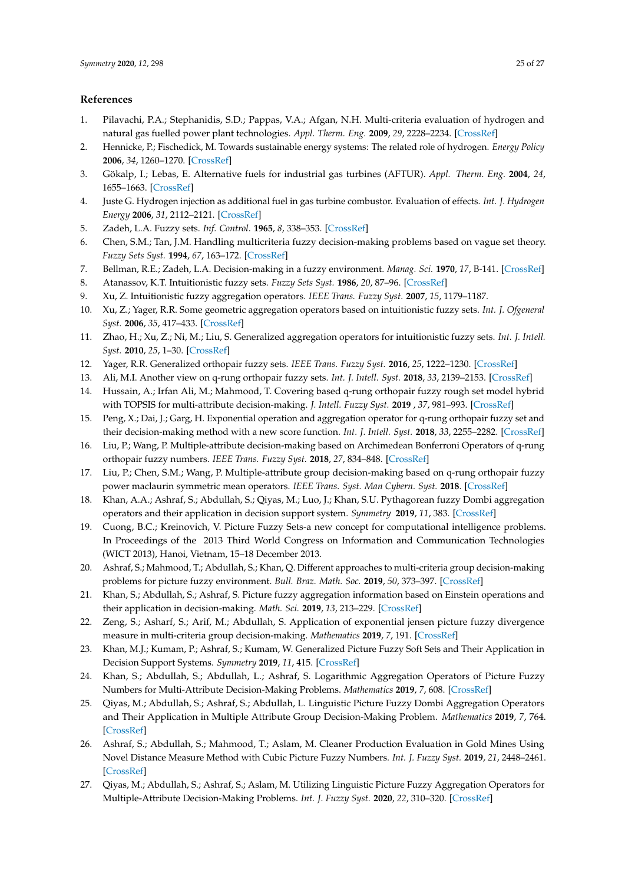## References

1. Pilavachi, P.A.; Stephanidis, S.D.; Pappas, V.A.; Afgan, N.H. Multi-criteria evaluation of hydrogen and natural gas fuelled power plant technologies. *Appl. Therm. Eng.* **2009**, *29*, 2228–2234. [CrossRef]
2. Hennicke, P.; Fischedick, M. Towards sustainable energy systems: The related role of hydrogen. *Energy Policy* **2006**, *34*, 1260–1270. [CrossRef]
3. Gökalp, I.; Lebas, E. Alternative fuels for industrial gas turbines (AFTUR). *Appl. Therm. Eng.* **2004**, *24*, 1655–1663. [CrossRef]
4. Juste G. Hydrogen injection as additional fuel in gas turbine combustor. Evaluation of effects. *Int. J. Hydrogen Energy* **2006**, *31*, 2112–2121. [CrossRef]
5. Zadeh, L.A. Fuzzy sets. *Inf. Control.* **1965**, *8*, 338–353. [CrossRef]
6. Chen, S.M.; Tan, J.M. Handling multicriteria fuzzy decision-making problems based on vague set theory. *Fuzzy Sets Syst.* **1994**, *67*, 163–172. [CrossRef]
7. Bellman, R.E.; Zadeh, L.A. Decision-making in a fuzzy environment. *Manag. Sci.* **1970**, *17*, B-141. [CrossRef]
8. Atanassov, K.T. Intuitionistic fuzzy sets. *Fuzzy Sets Syst.* **1986**, *20*, 87–96. [CrossRef]
9. Xu, Z. Intuitionistic fuzzy aggregation operators. *IEEE Trans. Fuzzy Syst.* **2007**, *15*, 1179–1187.
10. Xu, Z.; Yager, R.R. Some geometric aggregation operators based on intuitionistic fuzzy sets. *Int. J. Ofgeneral Syst.* **2006**, *35*, 417–433. [CrossRef]
11. Zhao, H.; Xu, Z.; Ni, M.; Liu, S. Generalized aggregation operators for intuitionistic fuzzy sets. *Int. J. Intell. Syst.* **2010**, *25*, 1–30. [CrossRef]
12. Yager, R.R. Generalized orthopair fuzzy sets. *IEEE Trans. Fuzzy Syst.* **2016**, *25*, 1222–1230. [CrossRef]
13. Ali, M.I. Another view on q-rung orthopair fuzzy sets. *Int. J. Intell. Syst.* **2018**, *33*, 2139–2153. [CrossRef]
14. Hussain, A.; Irfan Ali, M.; Mahmood, T. Covering based q-rung orthopair fuzzy rough set model hybrid with TOPSIS for multi-attribute decision-making. *J. Intell. Fuzzy Syst.* **2019** , *37*, 981–993. [CrossRef]
15. Peng, X.; Dai, J.; Garg, H. Exponential operation and aggregation operator for q-rung orthopair fuzzy set and their decision-making method with a new score function. *Int. J. Intell. Syst.* **2018**, *33*, 2255–2282. [CrossRef]
16. Liu, P.; Wang, P. Multiple-attribute decision-making based on Archimedean Bonferroni Operators of q-rung orthopair fuzzy numbers. *IEEE Trans. Fuzzy Syst.* **2018**, *27*, 834–848. [CrossRef]
17. Liu, P.; Chen, S.M.; Wang, P. Multiple-attribute group decision-making based on q-rung orthopair fuzzy power maclaurin symmetric mean operators. *IEEE Trans. Syst. Man Cybern. Syst.* **2018**. [CrossRef]
18. Khan, A.A.; Ashraf, S.; Abdullah, S.; Qiyas, M.; Luo, J.; Khan, S.U. Pythagorean fuzzy Dombi aggregation operators and their application in decision support system. *Symmetry* **2019**, *11*, 383. [CrossRef]
19. Cuong, B.C.; Kreinovich, V. Picture Fuzzy Sets-a new concept for computational intelligence problems. In Proceedings of the 2013 Third World Congress on Information and Communication Technologies (WICT 2013), Hanoi, Vietnam, 15–18 December 2013.
20. Ashraf, S.; Mahmood, T.; Abdullah, S.; Khan, Q. Different approaches to multi-criteria group decision-making problems for picture fuzzy environment. *Bull. Braz. Math. Soc.* **2019**, *50*, 373–397. [CrossRef]
21. Khan, S.; Abdullah, S.; Ashraf, S. Picture fuzzy aggregation information based on Einstein operations and their application in decision-making. *Math. Sci.* **2019**, *13*, 213–229. [CrossRef]
22. Zeng, S.; Asharf, S.; Arif, M.; Abdullah, S. Application of exponential jensen picture fuzzy divergence measure in multi-criteria group decision-making. *Mathematics* **2019**, *7*, 191. [CrossRef]
23. Khan, M.J.; Kumam, P.; Ashraf, S.; Kumam, W. Generalized Picture Fuzzy Soft Sets and Their Application in Decision Support Systems. *Symmetry* **2019**, *11*, 415. [CrossRef]
24. Khan, S.; Abdullah, S.; Abdullah, L.; Ashraf, S. Logarithmic Aggregation Operators of Picture Fuzzy Numbers for Multi-Attribute Decision-Making Problems. *Mathematics* **2019**, *7*, 608. [CrossRef]
25. Qiyas, M.; Abdullah, S.; Ashraf, S.; Abdullah, L. Linguistic Picture Fuzzy Dombi Aggregation Operators and Their Application in Multiple Attribute Group Decision-Making Problem. *Mathematics* **2019**, *7*, 764. [CrossRef]
26. Ashraf, S.; Abdullah, S.; Mahmood, T.; Aslam, M. Cleaner Production Evaluation in Gold Mines Using Novel Distance Measure Method with Cubic Picture Fuzzy Numbers. *Int. J. Fuzzy Syst.* **2019**, *21*, 2448–2461. [CrossRef]
27. Qiyas, M.; Abdullah, S.; Ashraf, S.; Aslam, M. Utilizing Linguistic Picture Fuzzy Aggregation Operators for Multiple-Attribute Decision-Making Problems. *Int. J. Fuzzy Syst.* **2020**, *22*, 310–320. [CrossRef]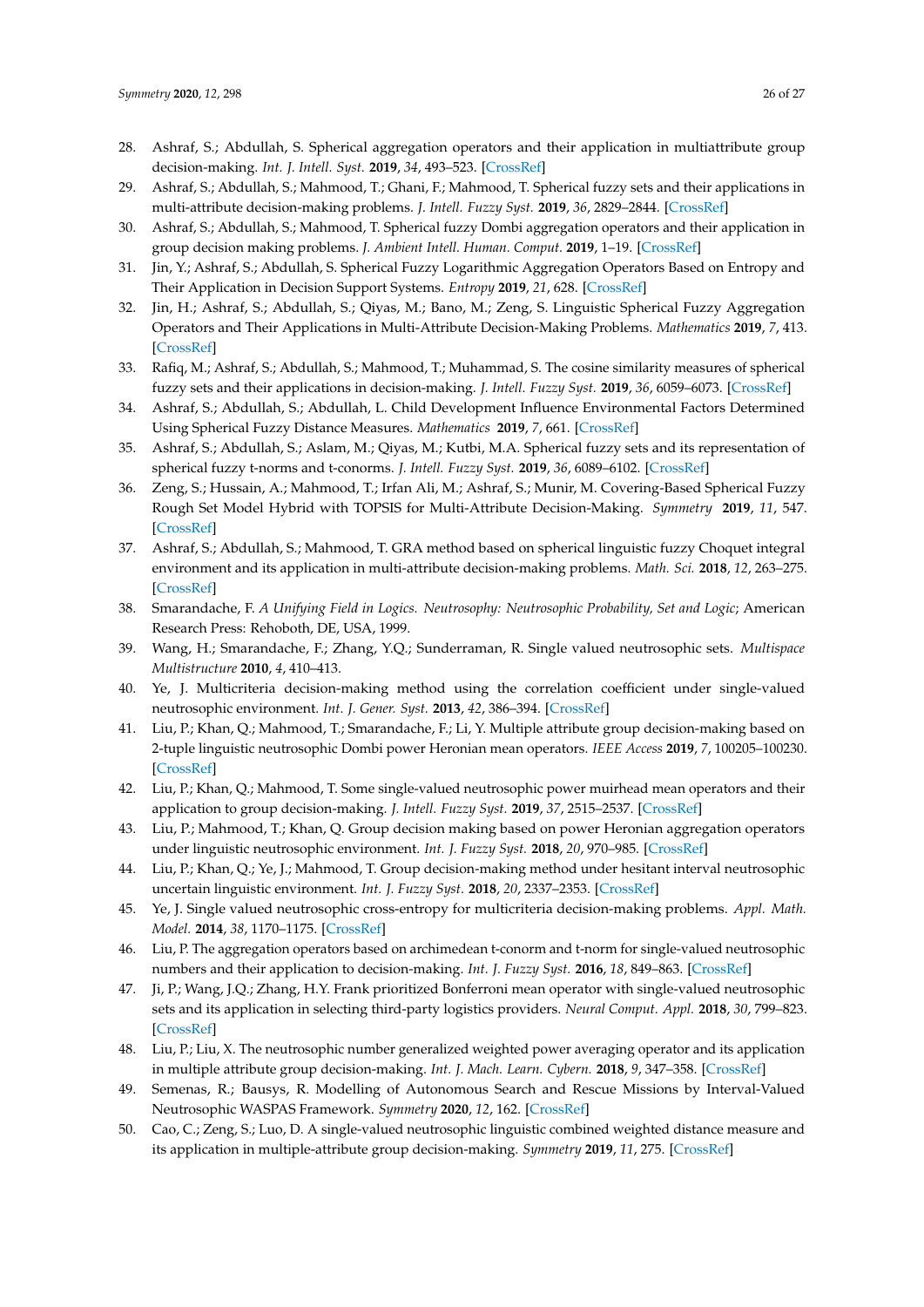28. Ashraf, S.; Abdullah, S. Spherical aggregation operators and their application in multiattribute group decision-making. *Int. J. Intell. Syst.* **2019**, *34*, 493–523. [CrossRef]
29. Ashraf, S.; Abdullah, S.; Mahmood, T.; Ghani, F.; Mahmood, T. Spherical fuzzy sets and their applications in multi-attribute decision-making problems. *J. Intell. Fuzzy Syst.* **2019**, *36*, 2829–2844. [CrossRef]
30. Ashraf, S.; Abdullah, S.; Mahmood, T. Spherical fuzzy Dombi aggregation operators and their application in group decision making problems. *J. Ambient Intell. Human. Comput.* **2019**, 1–19. [CrossRef]
31. Jin, Y.; Ashraf, S.; Abdullah, S. Spherical Fuzzy Logarithmic Aggregation Operators Based on Entropy and Their Application in Decision Support Systems. *Entropy* **2019**, *21*, 628. [CrossRef]
32. Jin, H.; Ashraf, S.; Abdullah, S.; Qiyas, M.; Bano, M.; Zeng, S. Linguistic Spherical Fuzzy Aggregation Operators and Their Applications in Multi-Attribute Decision-Making Problems. *Mathematics* **2019**, *7*, 413. [CrossRef]
33. Rafiq, M.; Ashraf, S.; Abdullah, S.; Mahmood, T.; Muhammad, S. The cosine similarity measures of spherical fuzzy sets and their applications in decision-making. *J. Intell. Fuzzy Syst.* **2019**, *36*, 6059–6073. [CrossRef]
34. Ashraf, S.; Abdullah, S.; Abdullah, L. Child Development Influence Environmental Factors Determined Using Spherical Fuzzy Distance Measures. *Mathematics* **2019**, *7*, 661. [CrossRef]
35. Ashraf, S.; Abdullah, S.; Aslam, M.; Qiyas, M.; Kutbi, M.A. Spherical fuzzy sets and its representation of spherical fuzzy t-norms and t-conorms. *J. Intell. Fuzzy Syst.* **2019**, *36*, 6089–6102. [CrossRef]
36. Zeng, S.; Hussain, A.; Mahmood, T.; Irfan Ali, M.; Ashraf, S.; Munir, M. Covering-Based Spherical Fuzzy Rough Set Model Hybrid with TOPSIS for Multi-Attribute Decision-Making. *Symmetry* **2019**, *11*, 547. [CrossRef]
37. Ashraf, S.; Abdullah, S.; Mahmood, T. GRA method based on spherical linguistic fuzzy Choquet integral environment and its application in multi-attribute decision-making problems. *Math. Sci.* **2018**, *12*, 263–275. [CrossRef]
38. Smarandache, F. *A Unifying Field in Logics. Neutrosophy: Neutrosophic Probability, Set and Logic*; American Research Press: Rehoboth, DE, USA, 1999.
39. Wang, H.; Smarandache, F.; Zhang, Y.Q.; Sunderraman, R. Single valued neutrosophic sets. *Multispace Multistructure* **2010**, *4*, 410–413.
40. Ye, J. Multicriteria decision-making method using the correlation coefficient under single-valued neutrosophic environment. *Int. J. Gener. Syst.* **2013**, *42*, 386–394. [CrossRef]
41. Liu, P.; Khan, Q.; Mahmood, T.; Smarandache, F.; Li, Y. Multiple attribute group decision-making based on 2-tuple linguistic neutrosophic Dombi power Heronian mean operators. *IEEE Access* **2019**, *7*, 100205–100230. [CrossRef]
42. Liu, P.; Khan, Q.; Mahmood, T. Some single-valued neutrosophic power muirhead mean operators and their application to group decision-making. *J. Intell. Fuzzy Syst.* **2019**, *37*, 2515–2537. [CrossRef]
43. Liu, P.; Mahmood, T.; Khan, Q. Group decision making based on power Heronian aggregation operators under linguistic neutrosophic environment. *Int. J. Fuzzy Syst.* **2018**, *20*, 970–985. [CrossRef]
44. Liu, P.; Khan, Q.; Ye, J.; Mahmood, T. Group decision-making method under hesitant interval neutrosophic uncertain linguistic environment. *Int. J. Fuzzy Syst.* **2018**, *20*, 2337–2353. [CrossRef]
45. Ye, J. Single valued neutrosophic cross-entropy for multicriteria decision-making problems. *Appl. Math. Model.* **2014**, *38*, 1170–1175. [CrossRef]
46. Liu, P. The aggregation operators based on archimedean t-conorm and t-norm for single-valued neutrosophic numbers and their application to decision-making. *Int. J. Fuzzy Syst.* **2016**, *18*, 849–863. [CrossRef]
47. Ji, P.; Wang, J.Q.; Zhang, H.Y. Frank prioritized Bonferroni mean operator with single-valued neutrosophic sets and its application in selecting third-party logistics providers. *Neural Comput. Appl.* **2018**, *30*, 799–823. [CrossRef]
48. Liu, P.; Liu, X. The neutrosophic number generalized weighted power averaging operator and its application in multiple attribute group decision-making. *Int. J. Mach. Learn. Cybern.* **2018**, *9*, 347–358. [CrossRef]
49. Semenas, R.; Bausys, R. Modelling of Autonomous Search and Rescue Missions by Interval-Valued Neutrosophic WASPAS Framework. *Symmetry* **2020**, *12*, 162. [CrossRef]
50. Cao, C.; Zeng, S.; Luo, D. A single-valued neutrosophic linguistic combined weighted distance measure and its application in multiple-attribute group decision-making. *Symmetry* **2019**, *11*, 275. [CrossRef]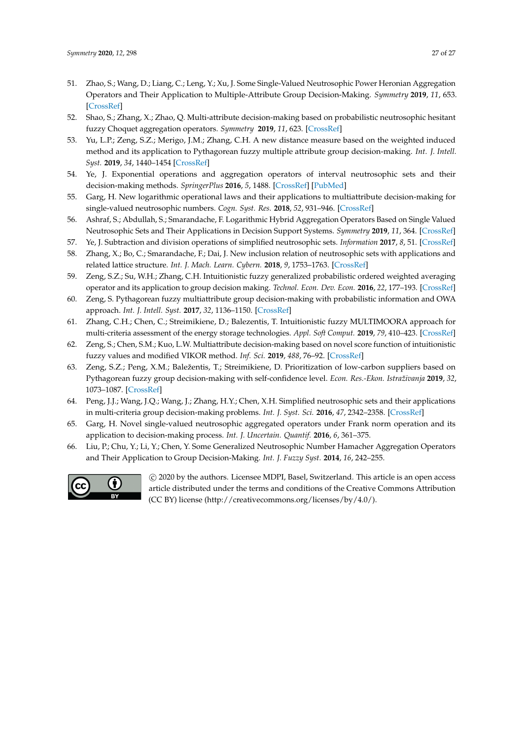51. Zhao, S.; Wang, D.; Liang, C.; Leng, Y.; Xu, J. Some Single-Valued Neutrosophic Power Heronian Aggregation Operators and Their Application to Multiple-Attribute Group Decision-Making. *Symmetry* **2019**, *11*, 653. [CrossRef]
52. Shao, S.; Zhang, X.; Zhao, Q. Multi-attribute decision-making based on probabilistic neutrosophic hesitant fuzzy Choquet aggregation operators. *Symmetry* **2019**, *11*, 623. [CrossRef]
53. Yu, L.P.; Zeng, S.Z.; Merigo, J.M.; Zhang, C.H. A new distance measure based on the weighted induced method and its application to Pythagorean fuzzy multiple attribute group decision-making. *Int. J. Intell. Syst.* **2019**, *34*, 1440–1454 [CrossRef]
54. Ye, J. Exponential operations and aggregation operators of interval neutrosophic sets and their decision-making methods. *SpringerPlus* **2016**, *5*, 1488. [CrossRef] [PubMed]
55. Garg, H. New logarithmic operational laws and their applications to multiattribute decision-making for single-valued neutrosophic numbers. *Cogn. Syst. Res.* **2018**, *52*, 931–946. [CrossRef]
56. Ashraf, S.; Abdullah, S.; Smarandache, F. Logarithmic Hybrid Aggregation Operators Based on Single Valued Neutrosophic Sets and Their Applications in Decision Support Systems. *Symmetry* **2019**, *11*, 364. [CrossRef]
57. Ye, J. Subtraction and division operations of simplified neutrosophic sets. *Information* **2017**, *8*, 51. [CrossRef]
58. Zhang, X.; Bo, C.; Smarandache, F.; Dai, J. New inclusion relation of neutrosophic sets with applications and related lattice structure. *Int. J. Mach. Learn. Cybern.* **2018**, *9*, 1753–1763. [CrossRef]
59. Zeng, S.Z.; Su, W.H.; Zhang, C.H. Intuitionistic fuzzy generalized probabilistic ordered weighted averaging operator and its application to group decision making. *Technol. Econ. Dev. Econ.* **2016**, *22*, 177–193. [CrossRef]
60. Zeng, S. Pythagorean fuzzy multiattribute group decision-making with probabilistic information and OWA approach. *Int. J. Intell. Syst.* **2017**, *32*, 1136–1150. [CrossRef]
61. Zhang, C.H.; Chen, C.; Streimikiene, D.; Balezentis, T. Intuitionistic fuzzy MULTIMOORA approach for multi-criteria assessment of the energy storage technologies. *Appl. Soft Comput.* **2019**, *79*, 410–423. [CrossRef]
62. Zeng, S.; Chen, S.M.; Kuo, L.W. Multiattribute decision-making based on novel score function of intuitionistic fuzzy values and modified VIKOR method. *Inf. Sci.* **2019**, *488*, 76–92. [CrossRef]
63. Zeng, S.Z.; Peng, X.M.; Baležentis, T.; Streimikiene, D. Prioritization of low-carbon suppliers based on Pythagorean fuzzy group decision-making with self-confidence level. *Econ. Res.-Ekon. Istraživanja* **2019**, *32*, 1073–1087. [CrossRef]
64. Peng, J.J.; Wang, J.Q.; Wang, J.; Zhang, H.Y.; Chen, X.H. Simplified neutrosophic sets and their applications in multi-criteria group decision-making problems. *Int. J. Syst. Sci.* **2016**, *47*, 2342–2358. [CrossRef]
65. Garg, H. Novel single-valued neutrosophic aggregated operators under Frank norm operation and its application to decision-making process. *Int. J. Uncertain. Quantif.* **2016**, *6*, 361–375.
66. Liu, P.; Chu, Y.; Li, Y.; Chen, Y. Some Generalized Neutrosophic Number Hamacher Aggregation Operators and Their Application to Group Decision-Making. *Int. J. Fuzzy Syst.* **2014**, *16*, 242–255.

© 2020 by the authors. Licensee MDPI, Basel, Switzerland. This article is an open access article distributed under the terms and conditions of the Creative Commons Attribution (CC BY) license (http://creativecommons.org/licenses/by/4.0/).